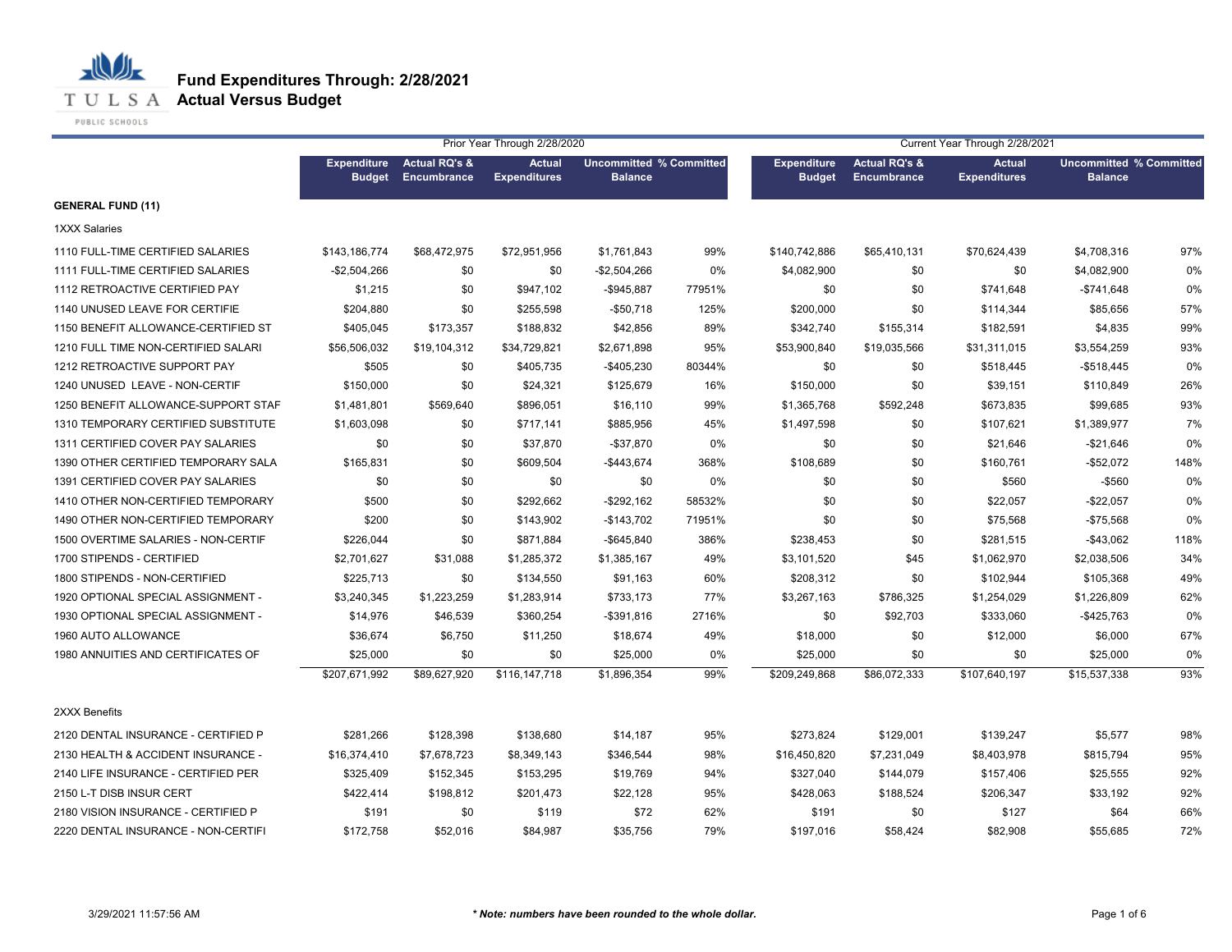# Fund Expenditures Through: 2/28/2021

## Actual Versus Budget

TULSA PUBLIC SCHOOLS

| | Prior Year Through 2/28/2020 | | | | | Current Year Through 2/28/2021 | | | | |
|---|---|---|---|---|---|---|---|---|---|---|
| | Expenditure Budget | Actual RQ's & Encumbrance | Actual Expenditures | Uncommitted Balance | % Committed | Expenditure Budget | Actual RQ's & Encumbrance | Actual Expenditures | Uncommitted Balance | % Committed |
| **GENERAL FUND (11)** | | | | | | | | | | |
| 1XXX Salaries | | | | | | | | | | |
| 1110 FULL-TIME CERTIFIED SALARIES | $143,186,774 | $68,472,975 | $72,951,956 | $1,761,843 | 99% | $140,742,886 | $65,410,131 | $70,624,439 | $4,708,316 | 97% |
| 1111 FULL-TIME CERTIFIED SALARIES | -$2,504,266 | $0 | $0 | -$2,504,266 | 0% | $4,082,900 | $0 | $0 | $4,082,900 | 0% |
| 1112 RETROACTIVE CERTIFIED PAY | $1,215 | $0 | $947,102 | -$945,887 | 77951% | $0 | $0 | $741,648 | -$741,648 | 0% |
| 1140 UNUSED LEAVE FOR CERTIFIE | $204,880 | $0 | $255,598 | -$50,718 | 125% | $200,000 | $0 | $114,344 | $85,656 | 57% |
| 1150 BENEFIT ALLOWANCE-CERTIFIED ST | $405,045 | $173,357 | $188,832 | $42,856 | 89% | $342,740 | $155,314 | $182,591 | $4,835 | 99% |
| 1210 FULL TIME NON-CERTIFIED SALARI | $56,506,032 | $19,104,312 | $34,729,821 | $2,671,898 | 95% | $53,900,840 | $19,035,566 | $31,311,015 | $3,554,259 | 93% |
| 1212 RETROACTIVE SUPPORT PAY | $505 | $0 | $405,735 | -$405,230 | 80344% | $0 | $0 | $518,445 | -$518,445 | 0% |
| 1240 UNUSED LEAVE - NON-CERTIF | $150,000 | $0 | $24,321 | $125,679 | 16% | $150,000 | $0 | $39,151 | $110,849 | 26% |
| 1250 BENEFIT ALLOWANCE-SUPPORT STAF | $1,481,801 | $569,640 | $896,051 | $16,110 | 99% | $1,365,768 | $592,248 | $673,835 | $99,685 | 93% |
| 1310 TEMPORARY CERTIFIED SUBSTITUTE | $1,603,098 | $0 | $717,141 | $885,956 | 45% | $1,497,598 | $0 | $107,621 | $1,389,977 | 7% |
| 1311 CERTIFIED COVER PAY SALARIES | $0 | $0 | $37,870 | -$37,870 | 0% | $0 | $0 | $21,646 | -$21,646 | 0% |
| 1390 OTHER CERTIFIED TEMPORARY SALA | $165,831 | $0 | $609,504 | -$443,674 | 368% | $108,689 | $0 | $160,761 | -$52,072 | 148% |
| 1391 CERTIFIED COVER PAY SALARIES | $0 | $0 | $0 | $0 | 0% | $0 | $0 | $560 | -$560 | 0% |
| 1410 OTHER NON-CERTIFIED TEMPORARY | $500 | $0 | $292,662 | -$292,162 | 58532% | $0 | $0 | $22,057 | -$22,057 | 0% |
| 1490 OTHER NON-CERTIFIED TEMPORARY | $200 | $0 | $143,902 | -$143,702 | 71951% | $0 | $0 | $75,568 | -$75,568 | 0% |
| 1500 OVERTIME SALARIES - NON-CERTIF | $226,044 | $0 | $871,884 | -$645,840 | 386% | $238,453 | $0 | $281,515 | -$43,062 | 118% |
| 1700 STIPENDS - CERTIFIED | $2,701,627 | $31,088 | $1,285,372 | $1,385,167 | 49% | $3,101,520 | $45 | $1,062,970 | $2,038,506 | 34% |
| 1800 STIPENDS - NON-CERTIFIED | $225,713 | $0 | $134,550 | $91,163 | 60% | $208,312 | $0 | $102,944 | $105,368 | 49% |
| 1920 OPTIONAL SPECIAL ASSIGNMENT - | $3,240,345 | $1,223,259 | $1,283,914 | $733,173 | 77% | $3,267,163 | $786,325 | $1,254,029 | $1,226,809 | 62% |
| 1930 OPTIONAL SPECIAL ASSIGNMENT - | $14,976 | $46,539 | $360,254 | -$391,816 | 2716% | $0 | $92,703 | $333,060 | -$425,763 | 0% |
| 1960 AUTO ALLOWANCE | $36,674 | $6,750 | $11,250 | $18,674 | 49% | $18,000 | $0 | $12,000 | $6,000 | 67% |
| 1980 ANNUITIES AND CERTIFICATES OF | $25,000 | $0 | $0 | $25,000 | 0% | $25,000 | $0 | $0 | $25,000 | 0% |
| | $207,671,992 | $89,627,920 | $116,147,718 | $1,896,354 | 99% | $209,249,868 | $86,072,333 | $107,640,197 | $15,537,338 | 93% |
| 2XXX Benefits | | | | | | | | | | |
| 2120 DENTAL INSURANCE - CERTIFIED P | $281,266 | $128,398 | $138,680 | $14,187 | 95% | $273,824 | $129,001 | $139,247 | $5,577 | 98% |
| 2130 HEALTH & ACCIDENT INSURANCE - | $16,374,410 | $7,678,723 | $8,349,143 | $346,544 | 98% | $16,450,820 | $7,231,049 | $8,403,978 | $815,794 | 95% |
| 2140 LIFE INSURANCE - CERTIFIED PER | $325,409 | $152,345 | $153,295 | $19,769 | 94% | $327,040 | $144,079 | $157,406 | $25,555 | 92% |
| 2150 L-T DISB INSUR CERT | $422,414 | $198,812 | $201,473 | $22,128 | 95% | $428,063 | $188,524 | $206,347 | $33,192 | 92% |
| 2180 VISION INSURANCE - CERTIFIED P | $191 | $0 | $119 | $72 | 62% | $191 | $0 | $127 | $64 | 66% |
| 2220 DENTAL INSURANCE - NON-CERTIFI | $172,758 | $52,016 | $84,987 | $35,756 | 79% | $197,016 | $58,424 | $82,908 | $55,685 | 72% |

3/29/2021 11:57:56 AM

*** Note: numbers have been rounded to the whole dollar.***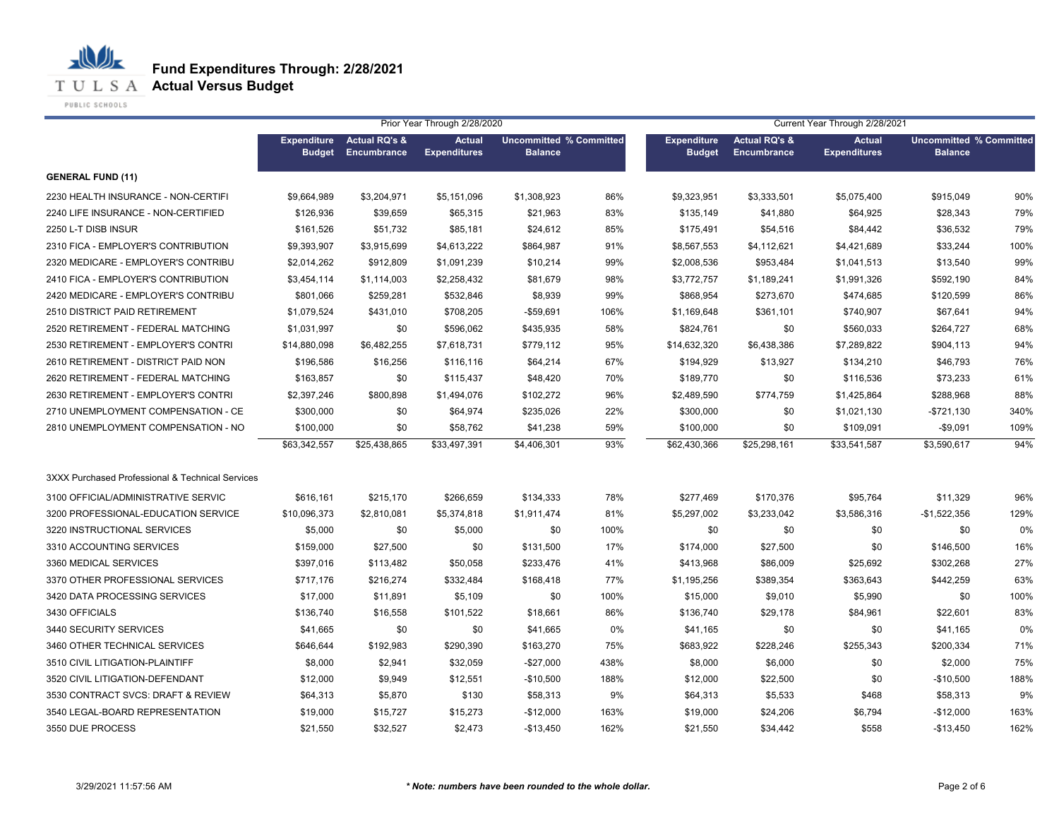# Fund Expenditures Through: 2/28/2021
## Actual Versus Budget

| | Prior Year Through 2/28/2020 | | | | | Current Year Through 2/28/2021 | | | | |
|---|---|---|---|---|---|---|---|---|---|---|
| | Expenditure Budget | Actual RQ's & Encumbrance | Actual Expenditures | Uncommitted Balance | % Committed | Expenditure Budget | Actual RQ's & Encumbrance | Actual Expenditures | Uncommitted Balance | % Committed |
| **GENERAL FUND (11)** | | | | | | | | | | |
| 2230 HEALTH INSURANCE - NON-CERTIFI | $9,664,989 | $3,204,971 | $5,151,096 | $1,308,923 | 86% | $9,323,951 | $3,333,501 | $5,075,400 | $915,049 | 90% |
| 2240 LIFE INSURANCE - NON-CERTIFIED | $126,936 | $39,659 | $65,315 | $21,963 | 83% | $135,149 | $41,880 | $64,925 | $28,343 | 79% |
| 2250 L-T DISB INSUR | $161,526 | $51,732 | $85,181 | $24,612 | 85% | $175,491 | $54,516 | $84,442 | $36,532 | 79% |
| 2310 FICA - EMPLOYER'S CONTRIBUTION | $9,393,907 | $3,915,699 | $4,613,222 | $864,987 | 91% | $8,567,553 | $4,112,621 | $4,421,689 | $33,244 | 100% |
| 2320 MEDICARE - EMPLOYER'S CONTRIBU | $2,014,262 | $912,809 | $1,091,239 | $10,214 | 99% | $2,008,536 | $953,484 | $1,041,513 | $13,540 | 99% |
| 2410 FICA - EMPLOYER'S CONTRIBUTION | $3,454,114 | $1,114,003 | $2,258,432 | $81,679 | 98% | $3,772,757 | $1,189,241 | $1,991,326 | $592,190 | 84% |
| 2420 MEDICARE - EMPLOYER'S CONTRIBU | $801,066 | $259,281 | $532,846 | $8,939 | 99% | $868,954 | $273,670 | $474,685 | $120,599 | 86% |
| 2510 DISTRICT PAID RETIREMENT | $1,079,524 | $431,010 | $708,205 | -$59,691 | 106% | $1,169,648 | $361,101 | $740,907 | $67,641 | 94% |
| 2520 RETIREMENT - FEDERAL MATCHING | $1,031,997 | $0 | $596,062 | $435,935 | 58% | $824,761 | $0 | $560,033 | $264,727 | 68% |
| 2530 RETIREMENT - EMPLOYER'S CONTRI | $14,880,098 | $6,482,255 | $7,618,731 | $779,112 | 95% | $14,632,320 | $6,438,386 | $7,289,822 | $904,113 | 94% |
| 2610 RETIREMENT - DISTRICT PAID NON | $196,586 | $16,256 | $116,116 | $64,214 | 67% | $194,929 | $13,927 | $134,210 | $46,793 | 76% |
| 2620 RETIREMENT - FEDERAL MATCHING | $163,857 | $0 | $115,437 | $48,420 | 70% | $189,770 | $0 | $116,536 | $73,233 | 61% |
| 2630 RETIREMENT - EMPLOYER'S CONTRI | $2,397,246 | $800,898 | $1,494,076 | $102,272 | 96% | $2,489,590 | $774,759 | $1,425,864 | $288,968 | 88% |
| 2710 UNEMPLOYMENT COMPENSATION - CE | $300,000 | $0 | $64,974 | $235,026 | 22% | $300,000 | $0 | $1,021,130 | -$721,130 | 340% |
| 2810 UNEMPLOYMENT COMPENSATION - NO | $100,000 | $0 | $58,762 | $41,238 | 59% | $100,000 | $0 | $109,091 | -$9,091 | 109% |
| | $63,342,557 | $25,438,865 | $33,497,391 | $4,406,301 | 93% | $62,430,366 | $25,298,161 | $33,541,587 | $3,590,617 | 94% |
| 3XXX Purchased Professional & Technical Services | | | | | | | | | | |
| 3100 OFFICIAL/ADMINISTRATIVE SERVIC | $616,161 | $215,170 | $266,659 | $134,333 | 78% | $277,469 | $170,376 | $95,764 | $11,329 | 96% |
| 3200 PROFESSIONAL-EDUCATION SERVICE | $10,096,373 | $2,810,081 | $5,374,818 | $1,911,474 | 81% | $5,297,002 | $3,233,042 | $3,586,316 | -$1,522,356 | 129% |
| 3220 INSTRUCTIONAL SERVICES | $5,000 | $0 | $5,000 | $0 | 100% | $0 | $0 | $0 | $0 | 0% |
| 3310 ACCOUNTING SERVICES | $159,000 | $27,500 | $0 | $131,500 | 17% | $174,000 | $27,500 | $0 | $146,500 | 16% |
| 3360 MEDICAL SERVICES | $397,016 | $113,482 | $50,058 | $233,476 | 41% | $413,968 | $86,009 | $25,692 | $302,268 | 27% |
| 3370 OTHER PROFESSIONAL SERVICES | $717,176 | $216,274 | $332,484 | $168,418 | 77% | $1,195,256 | $389,354 | $363,643 | $442,259 | 63% |
| 3420 DATA PROCESSING SERVICES | $17,000 | $11,891 | $5,109 | $0 | 100% | $15,000 | $9,010 | $5,990 | $0 | 100% |
| 3430 OFFICIALS | $136,740 | $16,558 | $101,522 | $18,661 | 86% | $136,740 | $29,178 | $84,961 | $22,601 | 83% |
| 3440 SECURITY SERVICES | $41,665 | $0 | $0 | $41,665 | 0% | $41,165 | $0 | $0 | $41,165 | 0% |
| 3460 OTHER TECHNICAL SERVICES | $646,644 | $192,983 | $290,390 | $163,270 | 75% | $683,922 | $228,246 | $255,343 | $200,334 | 71% |
| 3510 CIVIL LITIGATION-PLAINTIFF | $8,000 | $2,941 | $32,059 | -$27,000 | 438% | $8,000 | $6,000 | $0 | $2,000 | 75% |
| 3520 CIVIL LITIGATION-DEFENDANT | $12,000 | $9,949 | $12,551 | -$10,500 | 188% | $12,000 | $22,500 | $0 | -$10,500 | 188% |
| 3530 CONTRACT SVCS: DRAFT & REVIEW | $64,313 | $5,870 | $130 | $58,313 | 9% | $64,313 | $5,533 | $468 | $58,313 | 9% |
| 3540 LEGAL-BOARD REPRESENTATION | $19,000 | $15,727 | $15,273 | -$12,000 | 163% | $19,000 | $24,206 | $6,794 | -$12,000 | 163% |
| 3550 DUE PROCESS | $21,550 | $32,527 | $2,473 | -$13,450 | 162% | $21,550 | $34,442 | $558 | -$13,450 | 162% |

3/29/2021 11:57:56 AM

*** Note: numbers have been rounded to the whole dollar.**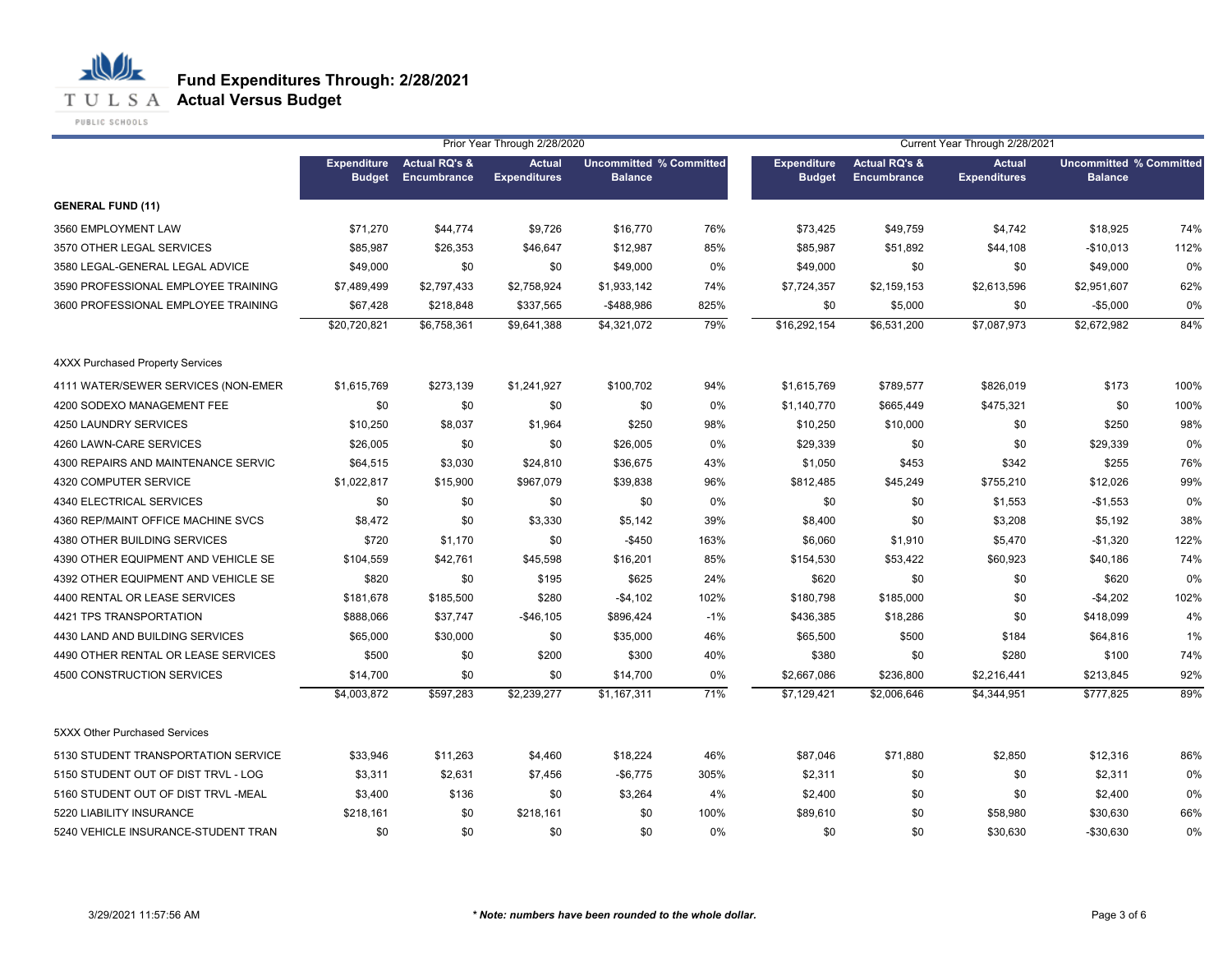# Fund Expenditures Through: 2/28/2021

## Actual Versus Budget

| | Prior Year Through 2/28/2020 | | | | | Current Year Through 2/28/2021 | | | | |
|---|---|---|---|---|---|---|---|---|---|---|
| | Expenditure Budget | Actual RQ's & Encumbrance | Actual Expenditures | Uncommitted Balance | % Committed | Expenditure Budget | Actual RQ's & Encumbrance | Actual Expenditures | Uncommitted Balance | % Committed |
| **GENERAL FUND (11)** | | | | | | | | | | |
| 3560 EMPLOYMENT LAW | $71,270 | $44,774 | $9,726 | $16,770 | 76% | $73,425 | $49,759 | $4,742 | $18,925 | 74% |
| 3570 OTHER LEGAL SERVICES | $85,987 | $26,353 | $46,647 | $12,987 | 85% | $85,987 | $51,892 | $44,108 | -$10,013 | 112% |
| 3580 LEGAL-GENERAL LEGAL ADVICE | $49,000 | $0 | $0 | $49,000 | 0% | $49,000 | $0 | $0 | $49,000 | 0% |
| 3590 PROFESSIONAL EMPLOYEE TRAINING | $7,489,499 | $2,797,433 | $2,758,924 | $1,933,142 | 74% | $7,724,357 | $2,159,153 | $2,613,596 | $2,951,607 | 62% |
| 3600 PROFESSIONAL EMPLOYEE TRAINING | $67,428 | $218,848 | $337,565 | -$488,986 | 825% | $0 | $5,000 | $0 | -$5,000 | 0% |
| | $20,720,821 | $6,758,361 | $9,641,388 | $4,321,072 | 79% | $16,292,154 | $6,531,200 | $7,087,973 | $2,672,982 | 84% |
| 4XXX Purchased Property Services | | | | | | | | | | |
| 4111 WATER/SEWER SERVICES (NON-EMER | $1,615,769 | $273,139 | $1,241,927 | $100,702 | 94% | $1,615,769 | $789,577 | $826,019 | $173 | 100% |
| 4200 SODEXO MANAGEMENT FEE | $0 | $0 | $0 | $0 | 0% | $1,140,770 | $665,449 | $475,321 | $0 | 100% |
| 4250 LAUNDRY SERVICES | $10,250 | $8,037 | $1,964 | $250 | 98% | $10,250 | $10,000 | $0 | $250 | 98% |
| 4260 LAWN-CARE SERVICES | $26,005 | $0 | $0 | $26,005 | 0% | $29,339 | $0 | $0 | $29,339 | 0% |
| 4300 REPAIRS AND MAINTENANCE SERVIC | $64,515 | $3,030 | $24,810 | $36,675 | 43% | $1,050 | $453 | $342 | $255 | 76% |
| 4320 COMPUTER SERVICE | $1,022,817 | $15,900 | $967,079 | $39,838 | 96% | $812,485 | $45,249 | $755,210 | $12,026 | 99% |
| 4340 ELECTRICAL SERVICES | $0 | $0 | $0 | $0 | 0% | $0 | $0 | $1,553 | -$1,553 | 0% |
| 4360 REP/MAINT OFFICE MACHINE SVCS | $8,472 | $0 | $3,330 | $5,142 | 39% | $8,400 | $0 | $3,208 | $5,192 | 38% |
| 4380 OTHER BUILDING SERVICES | $720 | $1,170 | $0 | -$450 | 163% | $6,060 | $1,910 | $5,470 | -$1,320 | 122% |
| 4390 OTHER EQUIPMENT AND VEHICLE SE | $104,559 | $42,761 | $45,598 | $16,201 | 85% | $154,530 | $53,422 | $60,923 | $40,186 | 74% |
| 4392 OTHER EQUIPMENT AND VEHICLE SE | $820 | $0 | $195 | $625 | 24% | $620 | $0 | $0 | $620 | 0% |
| 4400 RENTAL OR LEASE SERVICES | $181,678 | $185,500 | $280 | -$4,102 | 102% | $180,798 | $185,000 | $0 | -$4,202 | 102% |
| 4421 TPS TRANSPORTATION | $888,066 | $37,747 | -$46,105 | $896,424 | -1% | $436,385 | $18,286 | $0 | $418,099 | 4% |
| 4430 LAND AND BUILDING SERVICES | $65,000 | $30,000 | $0 | $35,000 | 46% | $65,500 | $500 | $184 | $64,816 | 1% |
| 4490 OTHER RENTAL OR LEASE SERVICES | $500 | $0 | $200 | $300 | 40% | $380 | $0 | $280 | $100 | 74% |
| 4500 CONSTRUCTION SERVICES | $14,700 | $0 | $0 | $14,700 | 0% | $2,667,086 | $236,800 | $2,216,441 | $213,845 | 92% |
| | $4,003,872 | $597,283 | $2,239,277 | $1,167,311 | 71% | $7,129,421 | $2,006,646 | $4,344,951 | $777,825 | 89% |
| 5XXX Other Purchased Services | | | | | | | | | | |
| 5130 STUDENT TRANSPORTATION SERVICE | $33,946 | $11,263 | $4,460 | $18,224 | 46% | $87,046 | $71,880 | $2,850 | $12,316 | 86% |
| 5150 STUDENT OUT OF DIST TRVL - LOG | $3,311 | $2,631 | $7,456 | -$6,775 | 305% | $2,311 | $0 | $0 | $2,311 | 0% |
| 5160 STUDENT OUT OF DIST TRVL -MEAL | $3,400 | $136 | $0 | $3,264 | 4% | $2,400 | $0 | $0 | $2,400 | 0% |
| 5220 LIABILITY INSURANCE | $218,161 | $0 | $218,161 | $0 | 100% | $89,610 | $0 | $58,980 | $30,630 | 66% |
| 5240 VEHICLE INSURANCE-STUDENT TRAN | $0 | $0 | $0 | $0 | 0% | $0 | $0 | $30,630 | -$30,630 | 0% |

3/29/2021 11:57:56 AM

*\* Note: numbers have been rounded to the whole dollar.*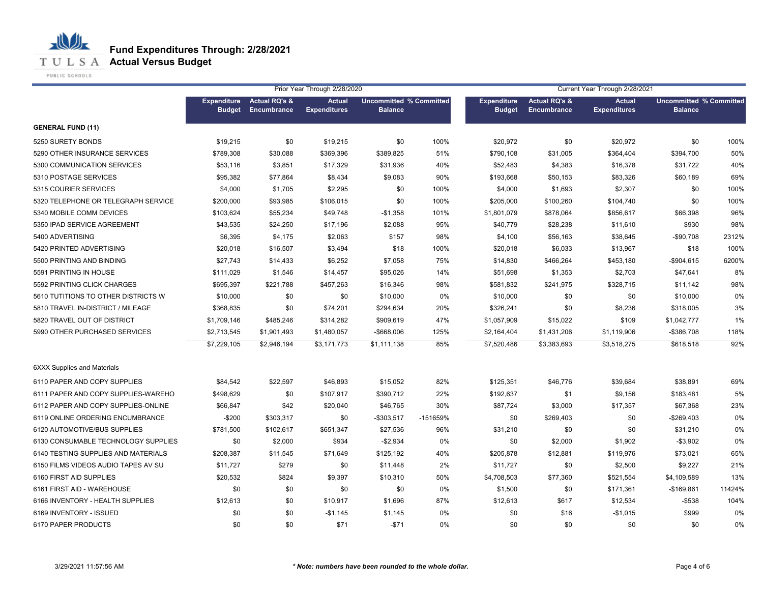# Fund Expenditures Through: 2/28/2021
## Actual Versus Budget

| | Prior Year Through 2/28/2020 | | | | | Current Year Through 2/28/2021 | | | | |
|---|---|---|---|---|---|---|---|---|---|---|
| | Expenditure Budget | Actual RQ's & Encumbrance | Actual Expenditures | Uncommitted Balance | % Committed | Expenditure Budget | Actual RQ's & Encumbrance | Actual Expenditures | Uncommitted Balance | % Committed |
| **GENERAL FUND (11)** | | | | | | | | | | |
| 5250 SURETY BONDS | $19,215 | $0 | $19,215 | $0 | 100% | $20,972 | $0 | $20,972 | $0 | 100% |
| 5290 OTHER INSURANCE SERVICES | $789,308 | $30,088 | $369,396 | $389,825 | 51% | $790,108 | $31,005 | $364,404 | $394,700 | 50% |
| 5300 COMMUNICATION SERVICES | $53,116 | $3,851 | $17,329 | $31,936 | 40% | $52,483 | $4,383 | $16,378 | $31,722 | 40% |
| 5310 POSTAGE SERVICES | $95,382 | $77,864 | $8,434 | $9,083 | 90% | $193,668 | $50,153 | $83,326 | $60,189 | 69% |
| 5315 COURIER SERVICES | $4,000 | $1,705 | $2,295 | $0 | 100% | $4,000 | $1,693 | $2,307 | $0 | 100% |
| 5320 TELEPHONE OR TELEGRAPH SERVICE | $200,000 | $93,985 | $106,015 | $0 | 100% | $205,000 | $100,260 | $104,740 | $0 | 100% |
| 5340 MOBILE COMM DEVICES | $103,624 | $55,234 | $49,748 | -$1,358 | 101% | $1,801,079 | $878,064 | $856,617 | $66,398 | 96% |
| 5350 IPAD SERVICE AGREEMENT | $43,535 | $24,250 | $17,196 | $2,088 | 95% | $40,779 | $28,238 | $11,610 | $930 | 98% |
| 5400 ADVERTISING | $6,395 | $4,175 | $2,063 | $157 | 98% | $4,100 | $56,163 | $38,645 | -$90,708 | 2312% |
| 5420 PRINTED ADVERTISING | $20,018 | $16,507 | $3,494 | $18 | 100% | $20,018 | $6,033 | $13,967 | $18 | 100% |
| 5500 PRINTING AND BINDING | $27,743 | $14,433 | $6,252 | $7,058 | 75% | $14,830 | $466,264 | $453,180 | -$904,615 | 6200% |
| 5591 PRINTING IN HOUSE | $111,029 | $1,546 | $14,457 | $95,026 | 14% | $51,698 | $1,353 | $2,703 | $47,641 | 8% |
| 5592 PRINTING CLICK CHARGES | $695,397 | $221,788 | $457,263 | $16,346 | 98% | $581,832 | $241,975 | $328,715 | $11,142 | 98% |
| 5610 TUTITIONS TO OTHER DISTRICTS W | $10,000 | $0 | $0 | $10,000 | 0% | $10,000 | $0 | $0 | $10,000 | 0% |
| 5810 TRAVEL IN-DISTRICT / MILEAGE | $368,835 | $0 | $74,201 | $294,634 | 20% | $326,241 | $0 | $8,236 | $318,005 | 3% |
| 5820 TRAVEL OUT OF DISTRICT | $1,709,146 | $485,246 | $314,282 | $909,619 | 47% | $1,057,909 | $15,022 | $109 | $1,042,777 | 1% |
| 5990 OTHER PURCHASED SERVICES | $2,713,545 | $1,901,493 | $1,480,057 | -$668,006 | 125% | $2,164,404 | $1,431,206 | $1,119,906 | -$386,708 | 118% |
| | $7,229,105 | $2,946,194 | $3,171,773 | $1,111,138 | 85% | $7,520,486 | $3,383,693 | $3,518,275 | $618,518 | 92% |
| 6XXX Supplies and Materials | | | | | | | | | | |
| 6110 PAPER AND COPY SUPPLIES | $84,542 | $22,597 | $46,893 | $15,052 | 82% | $125,351 | $46,776 | $39,684 | $38,891 | 69% |
| 6111 PAPER AND COPY SUPPLIES-WAREHO | $498,629 | $0 | $107,917 | $390,712 | 22% | $192,637 | $1 | $9,156 | $183,481 | 5% |
| 6112 PAPER AND COPY SUPPLIES-ONLINE | $66,847 | $42 | $20,040 | $46,765 | 30% | $87,724 | $3,000 | $17,357 | $67,368 | 23% |
| 6119 ONLINE ORDERING ENCUMBRANCE | -$200 | $303,317 | $0 | -$303,517 | -151659% | $0 | $269,403 | $0 | -$269,403 | 0% |
| 6120 AUTOMOTIVE/BUS SUPPLIES | $781,500 | $102,617 | $651,347 | $27,536 | 96% | $31,210 | $0 | $0 | $31,210 | 0% |
| 6130 CONSUMABLE TECHNOLOGY SUPPLIES | $0 | $2,000 | $934 | -$2,934 | 0% | $0 | $2,000 | $1,902 | -$3,902 | 0% |
| 6140 TESTING SUPPLIES AND MATERIALS | $208,387 | $11,545 | $71,649 | $125,192 | 40% | $205,878 | $12,881 | $119,976 | $73,021 | 65% |
| 6150 FILMS VIDEOS AUDIO TAPES AV SU | $11,727 | $279 | $0 | $11,448 | 2% | $11,727 | $0 | $2,500 | $9,227 | 21% |
| 6160 FIRST AID SUPPLIES | $20,532 | $824 | $9,397 | $10,310 | 50% | $4,708,503 | $77,360 | $521,554 | $4,109,589 | 13% |
| 6161 FIRST AID - WAREHOUSE | $0 | $0 | $0 | $0 | 0% | $1,500 | $0 | $171,361 | -$169,861 | 11424% |
| 6166 INVENTORY - HEALTH SUPPLIES | $12,613 | $0 | $10,917 | $1,696 | 87% | $12,613 | $617 | $12,534 | -$538 | 104% |
| 6169 INVENTORY - ISSUED | $0 | $0 | -$1,145 | $1,145 | 0% | $0 | $16 | -$1,015 | $999 | 0% |
| 6170 PAPER PRODUCTS | $0 | $0 | $71 | -$71 | 0% | $0 | $0 | $0 | $0 | 0% |

3/29/2021 11:57:56 AM

*** Note: numbers have been rounded to the whole dollar.***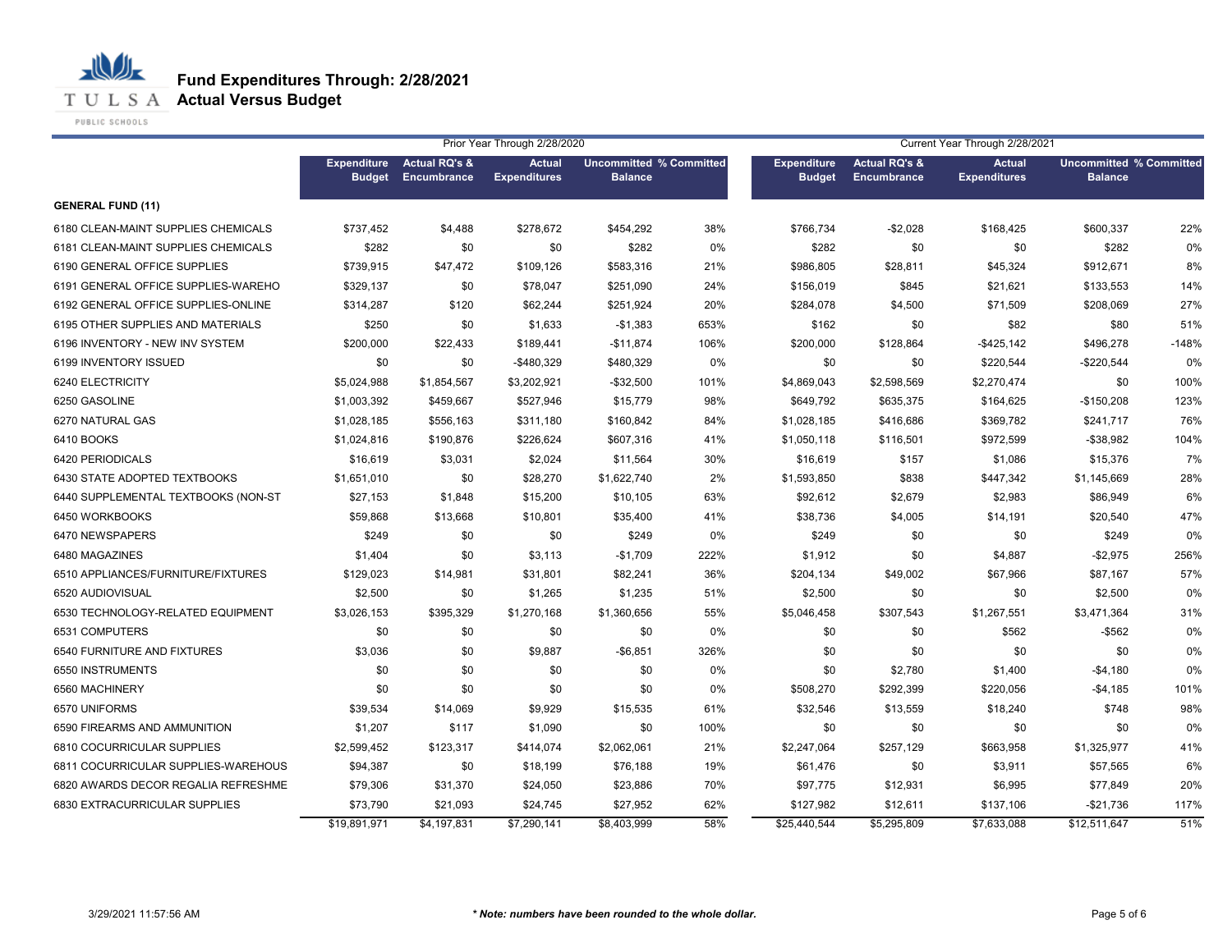# Fund Expenditures Through: 2/28/2021
## Actual Versus Budget

| | Prior Year Through 2/28/2020 | | | | | Current Year Through 2/28/2021 | | | | |
|---|---|---|---|---|---|---|---|---|---|---|
| | Expenditure Budget | Actual RQ's & Encumbrance | Actual Expenditures | Uncommitted Balance | % Committed | Expenditure Budget | Actual RQ's & Encumbrance | Actual Expenditures | Uncommitted Balance | % Committed |
| **GENERAL FUND (11)** | | | | | | | | | | |
| 6180 CLEAN-MAINT SUPPLIES CHEMICALS | $737,452 | $4,488 | $278,672 | $454,292 | 38% | $766,734 | -$2,028 | $168,425 | $600,337 | 22% |
| 6181 CLEAN-MAINT SUPPLIES CHEMICALS | $282 | $0 | $0 | $282 | 0% | $282 | $0 | $0 | $282 | 0% |
| 6190 GENERAL OFFICE SUPPLIES | $739,915 | $47,472 | $109,126 | $583,316 | 21% | $986,805 | $28,811 | $45,324 | $912,671 | 8% |
| 6191 GENERAL OFFICE SUPPLIES-WAREHO | $329,137 | $0 | $78,047 | $251,090 | 24% | $156,019 | $845 | $21,621 | $133,553 | 14% |
| 6192 GENERAL OFFICE SUPPLIES-ONLINE | $314,287 | $120 | $62,244 | $251,924 | 20% | $284,078 | $4,500 | $71,509 | $208,069 | 27% |
| 6195 OTHER SUPPLIES AND MATERIALS | $250 | $0 | $1,633 | -$1,383 | 653% | $162 | $0 | $82 | $80 | 51% |
| 6196 INVENTORY - NEW INV SYSTEM | $200,000 | $22,433 | $189,441 | -$11,874 | 106% | $200,000 | $128,864 | -$425,142 | $496,278 | -148% |
| 6199 INVENTORY ISSUED | $0 | $0 | -$480,329 | $480,329 | 0% | $0 | $0 | $220,544 | -$220,544 | 0% |
| 6240 ELECTRICITY | $5,024,988 | $1,854,567 | $3,202,921 | -$32,500 | 101% | $4,869,043 | $2,598,569 | $2,270,474 | $0 | 100% |
| 6250 GASOLINE | $1,003,392 | $459,667 | $527,946 | $15,779 | 98% | $649,792 | $635,375 | $164,625 | -$150,208 | 123% |
| 6270 NATURAL GAS | $1,028,185 | $556,163 | $311,180 | $160,842 | 84% | $1,028,185 | $416,686 | $369,782 | $241,717 | 76% |
| 6410 BOOKS | $1,024,816 | $190,876 | $226,624 | $607,316 | 41% | $1,050,118 | $116,501 | $972,599 | -$38,982 | 104% |
| 6420 PERIODICALS | $16,619 | $3,031 | $2,024 | $11,564 | 30% | $16,619 | $157 | $1,086 | $15,376 | 7% |
| 6430 STATE ADOPTED TEXTBOOKS | $1,651,010 | $0 | $28,270 | $1,622,740 | 2% | $1,593,850 | $838 | $447,342 | $1,145,669 | 28% |
| 6440 SUPPLEMENTAL TEXTBOOKS (NON-ST | $27,153 | $1,848 | $15,200 | $10,105 | 63% | $92,612 | $2,679 | $2,983 | $86,949 | 6% |
| 6450 WORKBOOKS | $59,868 | $13,668 | $10,801 | $35,400 | 41% | $38,736 | $4,005 | $14,191 | $20,540 | 47% |
| 6470 NEWSPAPERS | $249 | $0 | $0 | $249 | 0% | $249 | $0 | $0 | $249 | 0% |
| 6480 MAGAZINES | $1,404 | $0 | $3,113 | -$1,709 | 222% | $1,912 | $0 | $4,887 | -$2,975 | 256% |
| 6510 APPLIANCES/FURNITURE/FIXTURES | $129,023 | $14,981 | $31,801 | $82,241 | 36% | $204,134 | $49,002 | $67,966 | $87,167 | 57% |
| 6520 AUDIOVISUAL | $2,500 | $0 | $1,265 | $1,235 | 51% | $2,500 | $0 | $0 | $2,500 | 0% |
| 6530 TECHNOLOGY-RELATED EQUIPMENT | $3,026,153 | $395,329 | $1,270,168 | $1,360,656 | 55% | $5,046,458 | $307,543 | $1,267,551 | $3,471,364 | 31% |
| 6531 COMPUTERS | $0 | $0 | $0 | $0 | 0% | $0 | $0 | $562 | -$562 | 0% |
| 6540 FURNITURE AND FIXTURES | $3,036 | $0 | $9,887 | -$6,851 | 326% | $0 | $0 | $0 | $0 | 0% |
| 6550 INSTRUMENTS | $0 | $0 | $0 | $0 | 0% | $0 | $2,780 | $1,400 | -$4,180 | 0% |
| 6560 MACHINERY | $0 | $0 | $0 | $0 | 0% | $508,270 | $292,399 | $220,056 | -$4,185 | 101% |
| 6570 UNIFORMS | $39,534 | $14,069 | $9,929 | $15,535 | 61% | $32,546 | $13,559 | $18,240 | $748 | 98% |
| 6590 FIREARMS AND AMMUNITION | $1,207 | $117 | $1,090 | $0 | 100% | $0 | $0 | $0 | $0 | 0% |
| 6810 COCURRICULAR SUPPLIES | $2,599,452 | $123,317 | $414,074 | $2,062,061 | 21% | $2,247,064 | $257,129 | $663,958 | $1,325,977 | 41% |
| 6811 COCURRICULAR SUPPLIES-WAREHOUS | $94,387 | $0 | $18,199 | $76,188 | 19% | $61,476 | $0 | $3,911 | $57,565 | 6% |
| 6820 AWARDS DECOR REGALIA REFRESHME | $79,306 | $31,370 | $24,050 | $23,886 | 70% | $97,775 | $12,931 | $6,995 | $77,849 | 20% |
| 6830 EXTRACURRICULAR SUPPLIES | $73,790 | $21,093 | $24,745 | $27,952 | 62% | $127,982 | $12,611 | $137,106 | -$21,736 | 117% |
| | $19,891,971 | $4,197,831 | $7,290,141 | $8,403,999 | 58% | $25,440,544 | $5,295,809 | $7,633,088 | $12,511,647 | 51% |

*** Note: numbers have been rounded to the whole dollar.**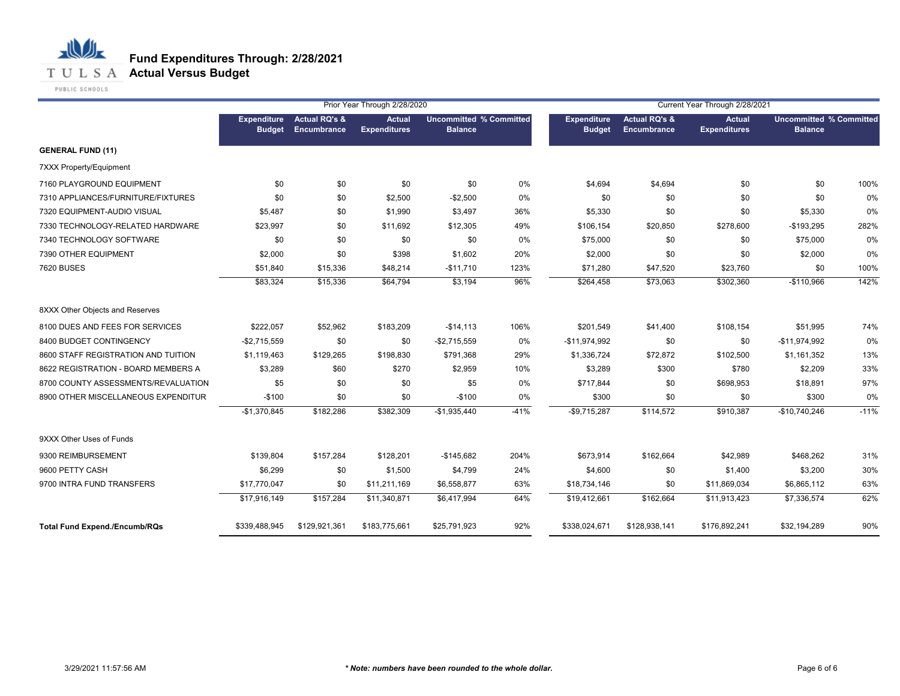# Fund Expenditures Through: 2/28/2021
## Actual Versus Budget

| | Prior Year Through 2/28/2020 | | | | | Current Year Through 2/28/2021 | | | | |
|---|---|---|---|---|---|---|---|---|---|---|
| | Expenditure Budget | Actual RQ's & Encumbrance | Actual Expenditures | Uncommitted Balance | % Committed | Expenditure Budget | Actual RQ's & Encumbrance | Actual Expenditures | Uncommitted Balance | % Committed |
| **GENERAL FUND (11)** | | | | | | | | | | |
| 7XXX Property/Equipment | | | | | | | | | | |
| 7160 PLAYGROUND EQUIPMENT | $0 | $0 | $0 | $0 | 0% | $4,694 | $4,694 | $0 | $0 | 100% |
| 7310 APPLIANCES/FURNITURE/FIXTURES | $0 | $0 | $2,500 | -$2,500 | 0% | $0 | $0 | $0 | $0 | 0% |
| 7320 EQUIPMENT-AUDIO VISUAL | $5,487 | $0 | $1,990 | $3,497 | 36% | $5,330 | $0 | $0 | $5,330 | 0% |
| 7330 TECHNOLOGY-RELATED HARDWARE | $23,997 | $0 | $11,692 | $12,305 | 49% | $106,154 | $20,850 | $278,600 | -$193,295 | 282% |
| 7340 TECHNOLOGY SOFTWARE | $0 | $0 | $0 | $0 | 0% | $75,000 | $0 | $0 | $75,000 | 0% |
| 7390 OTHER EQUIPMENT | $2,000 | $0 | $398 | $1,602 | 20% | $2,000 | $0 | $0 | $2,000 | 0% |
| 7620 BUSES | $51,840 | $15,336 | $48,214 | -$11,710 | 123% | $71,280 | $47,520 | $23,760 | $0 | 100% |
| | $83,324 | $15,336 | $64,794 | $3,194 | 96% | $264,458 | $73,063 | $302,360 | -$110,966 | 142% |
| 8XXX Other Objects and Reserves | | | | | | | | | | |
| 8100 DUES AND FEES FOR SERVICES | $222,057 | $52,962 | $183,209 | -$14,113 | 106% | $201,549 | $41,400 | $108,154 | $51,995 | 74% |
| 8400 BUDGET CONTINGENCY | -$2,715,559 | $0 | $0 | -$2,715,559 | 0% | -$11,974,992 | $0 | $0 | -$11,974,992 | 0% |
| 8600 STAFF REGISTRATION AND TUITION | $1,119,463 | $129,265 | $198,830 | $791,368 | 29% | $1,336,724 | $72,872 | $102,500 | $1,161,352 | 13% |
| 8622 REGISTRATION - BOARD MEMBERS A | $3,289 | $60 | $270 | $2,959 | 10% | $3,289 | $300 | $780 | $2,209 | 33% |
| 8700 COUNTY ASSESSMENTS/REVALUATION | $5 | $0 | $0 | $5 | 0% | $717,844 | $0 | $698,953 | $18,891 | 97% |
| 8900 OTHER MISCELLANEOUS EXPENDITUR | -$100 | $0 | $0 | -$100 | 0% | $300 | $0 | $0 | $300 | 0% |
| | -$1,370,845 | $182,286 | $382,309 | -$1,935,440 | -41% | -$9,715,287 | $114,572 | $910,387 | -$10,740,246 | -11% |
| 9XXX Other Uses of Funds | | | | | | | | | | |
| 9300 REIMBURSEMENT | $139,804 | $157,284 | $128,201 | -$145,682 | 204% | $673,914 | $162,664 | $42,989 | $468,262 | 31% |
| 9600 PETTY CASH | $6,299 | $0 | $1,500 | $4,799 | 24% | $4,600 | $0 | $1,400 | $3,200 | 30% |
| 9700 INTRA FUND TRANSFERS | $17,770,047 | $0 | $11,211,169 | $6,558,877 | 63% | $18,734,146 | $0 | $11,869,034 | $6,865,112 | 63% |
| | $17,916,149 | $157,284 | $11,340,871 | $6,417,994 | 64% | $19,412,661 | $162,664 | $11,913,423 | $7,336,574 | 62% |
| **Total Fund Expend./Encumb/RQs** | $339,488,945 | $129,921,361 | $183,775,661 | $25,791,923 | 92% | $338,024,671 | $128,938,141 | $176,892,241 | $32,194,289 | 90% |

3/29/2021 11:57:56 AM

***Note: numbers have been rounded to the whole dollar.***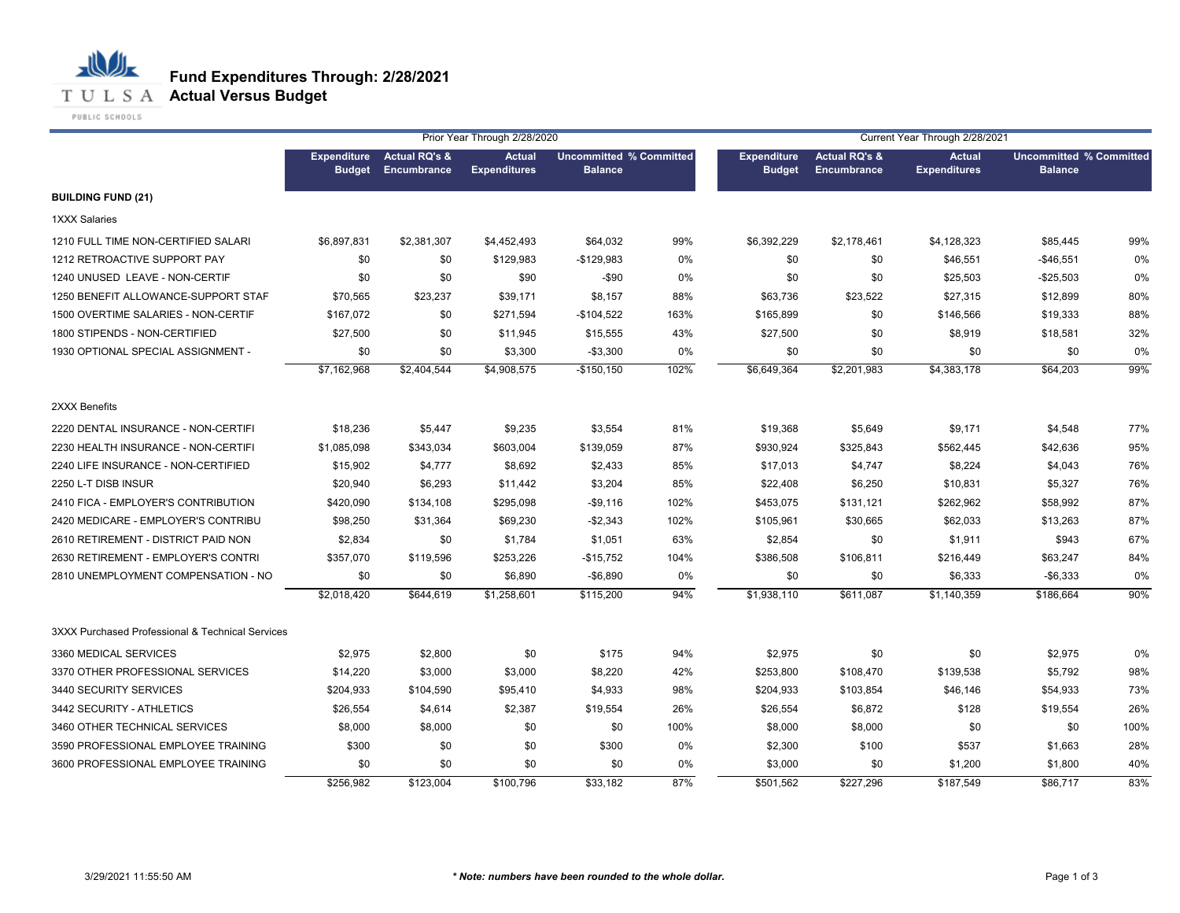# Fund Expenditures Through: 2/28/2021
## Actual Versus Budget

| | Prior Year Through 2/28/2020 | | | | | Current Year Through 2/28/2021 | | | | |
|---|---|---|---|---|---|---|---|---|---|---|
| | Expenditure Budget | Actual RQ's & Encumbrance | Actual Expenditures | Uncommitted Balance | % Committed | Expenditure Budget | Actual RQ's & Encumbrance | Actual Expenditures | Uncommitted Balance | % Committed |
| **BUILDING FUND (21)** | | | | | | | | | | |
| 1XXX Salaries | | | | | | | | | | |
| 1210 FULL TIME NON-CERTIFIED SALARI | $6,897,831 | $2,381,307 | $4,452,493 | $64,032 | 99% | $6,392,229 | $2,178,461 | $4,128,323 | $85,445 | 99% |
| 1212 RETROACTIVE SUPPORT PAY | $0 | $0 | $129,983 | -$129,983 | 0% | $0 | $0 | $46,551 | -$46,551 | 0% |
| 1240 UNUSED LEAVE - NON-CERTIF | $0 | $0 | $90 | -$90 | 0% | $0 | $0 | $25,503 | -$25,503 | 0% |
| 1250 BENEFIT ALLOWANCE-SUPPORT STAF | $70,565 | $23,237 | $39,171 | $8,157 | 88% | $63,736 | $23,522 | $27,315 | $12,899 | 80% |
| 1500 OVERTIME SALARIES - NON-CERTIF | $167,072 | $0 | $271,594 | -$104,522 | 163% | $165,899 | $0 | $146,566 | $19,333 | 88% |
| 1800 STIPENDS - NON-CERTIFIED | $27,500 | $0 | $11,945 | $15,555 | 43% | $27,500 | $0 | $8,919 | $18,581 | 32% |
| 1930 OPTIONAL SPECIAL ASSIGNMENT - | $0 | $0 | $3,300 | -$3,300 | 0% | $0 | $0 | $0 | $0 | 0% |
| | $7,162,968 | $2,404,544 | $4,908,575 | -$150,150 | 102% | $6,649,364 | $2,201,983 | $4,383,178 | $64,203 | 99% |
| 2XXX Benefits | | | | | | | | | | |
| 2220 DENTAL INSURANCE - NON-CERTIFI | $18,236 | $5,447 | $9,235 | $3,554 | 81% | $19,368 | $5,649 | $9,171 | $4,548 | 77% |
| 2230 HEALTH INSURANCE - NON-CERTIFI | $1,085,098 | $343,034 | $603,004 | $139,059 | 87% | $930,924 | $325,843 | $562,445 | $42,636 | 95% |
| 2240 LIFE INSURANCE - NON-CERTIFIED | $15,902 | $4,777 | $8,692 | $2,433 | 85% | $17,013 | $4,747 | $8,224 | $4,043 | 76% |
| 2250 L-T DISB INSUR | $20,940 | $6,293 | $11,442 | $3,204 | 85% | $22,408 | $6,250 | $10,831 | $5,327 | 76% |
| 2410 FICA - EMPLOYER'S CONTRIBUTION | $420,090 | $134,108 | $295,098 | -$9,116 | 102% | $453,075 | $131,121 | $262,962 | $58,992 | 87% |
| 2420 MEDICARE - EMPLOYER'S CONTRIBU | $98,250 | $31,364 | $69,230 | -$2,343 | 102% | $105,961 | $30,665 | $62,033 | $13,263 | 87% |
| 2610 RETIREMENT - DISTRICT PAID NON | $2,834 | $0 | $1,784 | $1,051 | 63% | $2,854 | $0 | $1,911 | $943 | 67% |
| 2630 RETIREMENT - EMPLOYER'S CONTRI | $357,070 | $119,596 | $253,226 | -$15,752 | 104% | $386,508 | $106,811 | $216,449 | $63,247 | 84% |
| 2810 UNEMPLOYMENT COMPENSATION - NO | $0 | $0 | $6,890 | -$6,890 | 0% | $0 | $0 | $6,333 | -$6,333 | 0% |
| | $2,018,420 | $644,619 | $1,258,601 | $115,200 | 94% | $1,938,110 | $611,087 | $1,140,359 | $186,664 | 90% |
| 3XXX Purchased Professional & Technical Services | | | | | | | | | | |
| 3360 MEDICAL SERVICES | $2,975 | $2,800 | $0 | $175 | 94% | $2,975 | $0 | $0 | $2,975 | 0% |
| 3370 OTHER PROFESSIONAL SERVICES | $14,220 | $3,000 | $3,000 | $8,220 | 42% | $253,800 | $108,470 | $139,538 | $5,792 | 98% |
| 3440 SECURITY SERVICES | $204,933 | $104,590 | $95,410 | $4,933 | 98% | $204,933 | $103,854 | $46,146 | $54,933 | 73% |
| 3442 SECURITY - ATHLETICS | $26,554 | $4,614 | $2,387 | $19,554 | 26% | $26,554 | $6,872 | $128 | $19,554 | 26% |
| 3460 OTHER TECHNICAL SERVICES | $8,000 | $8,000 | $0 | $0 | 100% | $8,000 | $8,000 | $0 | $0 | 100% |
| 3590 PROFESSIONAL EMPLOYEE TRAINING | $300 | $0 | $0 | $300 | 0% | $2,300 | $100 | $537 | $1,663 | 28% |
| 3600 PROFESSIONAL EMPLOYEE TRAINING | $0 | $0 | $0 | $0 | 0% | $3,000 | $0 | $1,200 | $1,800 | 40% |
| | $256,982 | $123,004 | $100,796 | $33,182 | 87% | $501,562 | $227,296 | $187,549 | $86,717 | 83% |

3/29/2021 11:55:50 AM

*** Note: numbers have been rounded to the whole dollar.**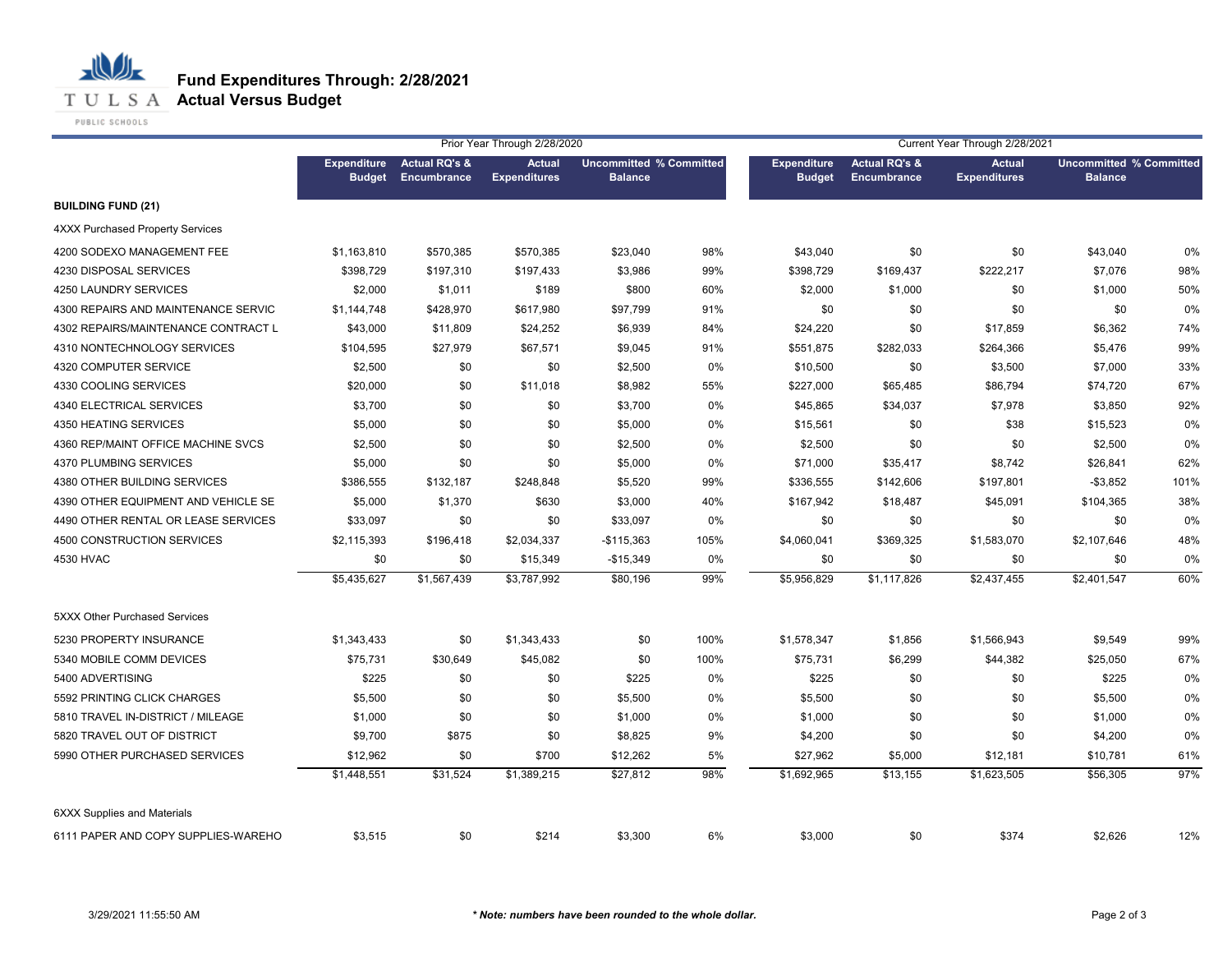# Fund Expenditures Through: 2/28/2021
## Actual Versus Budget

| | Prior Year Through 2/28/2020 | | | | | Current Year Through 2/28/2021 | | | | |
|---|---|---|---|---|---|---|---|---|---|---|
| | Expenditure Budget | Actual RQ's & Encumbrance | Actual Expenditures | Uncommitted Balance | % Committed | Expenditure Budget | Actual RQ's & Encumbrance | Actual Expenditures | Uncommitted Balance | % Committed |
| **BUILDING FUND (21)** | | | | | | | | | | |
| 4XXX Purchased Property Services | | | | | | | | | | |
| 4200 SODEXO MANAGEMENT FEE | $1,163,810 | $570,385 | $570,385 | $23,040 | 98% | $43,040 | $0 | $0 | $43,040 | 0% |
| 4230 DISPOSAL SERVICES | $398,729 | $197,310 | $197,433 | $3,986 | 99% | $398,729 | $169,437 | $222,217 | $7,076 | 98% |
| 4250 LAUNDRY SERVICES | $2,000 | $1,011 | $189 | $800 | 60% | $2,000 | $1,000 | $0 | $1,000 | 50% |
| 4300 REPAIRS AND MAINTENANCE SERVIC | $1,144,748 | $428,970 | $617,980 | $97,799 | 91% | $0 | $0 | $0 | $0 | 0% |
| 4302 REPAIRS/MAINTENANCE CONTRACT L | $43,000 | $11,809 | $24,252 | $6,939 | 84% | $24,220 | $0 | $17,859 | $6,362 | 74% |
| 4310 NONTECHNOLOGY SERVICES | $104,595 | $27,979 | $67,571 | $9,045 | 91% | $551,875 | $282,033 | $264,366 | $5,476 | 99% |
| 4320 COMPUTER SERVICE | $2,500 | $0 | $0 | $2,500 | 0% | $10,500 | $0 | $3,500 | $7,000 | 33% |
| 4330 COOLING SERVICES | $20,000 | $0 | $11,018 | $8,982 | 55% | $227,000 | $65,485 | $86,794 | $74,720 | 67% |
| 4340 ELECTRICAL SERVICES | $3,700 | $0 | $0 | $3,700 | 0% | $45,865 | $34,037 | $7,978 | $3,850 | 92% |
| 4350 HEATING SERVICES | $5,000 | $0 | $0 | $5,000 | 0% | $15,561 | $0 | $38 | $15,523 | 0% |
| 4360 REP/MAINT OFFICE MACHINE SVCS | $2,500 | $0 | $0 | $2,500 | 0% | $2,500 | $0 | $0 | $2,500 | 0% |
| 4370 PLUMBING SERVICES | $5,000 | $0 | $0 | $5,000 | 0% | $71,000 | $35,417 | $8,742 | $26,841 | 62% |
| 4380 OTHER BUILDING SERVICES | $386,555 | $132,187 | $248,848 | $5,520 | 99% | $336,555 | $142,606 | $197,801 | -$3,852 | 101% |
| 4390 OTHER EQUIPMENT AND VEHICLE SE | $5,000 | $1,370 | $630 | $3,000 | 40% | $167,942 | $18,487 | $45,091 | $104,365 | 38% |
| 4490 OTHER RENTAL OR LEASE SERVICES | $33,097 | $0 | $0 | $33,097 | 0% | $0 | $0 | $0 | $0 | 0% |
| 4500 CONSTRUCTION SERVICES | $2,115,393 | $196,418 | $2,034,337 | -$115,363 | 105% | $4,060,041 | $369,325 | $1,583,070 | $2,107,646 | 48% |
| 4530 HVAC | $0 | $0 | $15,349 | -$15,349 | 0% | $0 | $0 | $0 | $0 | 0% |
| | $5,435,627 | $1,567,439 | $3,787,992 | $80,196 | 99% | $5,956,829 | $1,117,826 | $2,437,455 | $2,401,547 | 60% |
| 5XXX Other Purchased Services | | | | | | | | | | |
| 5230 PROPERTY INSURANCE | $1,343,433 | $0 | $1,343,433 | $0 | 100% | $1,578,347 | $1,856 | $1,566,943 | $9,549 | 99% |
| 5340 MOBILE COMM DEVICES | $75,731 | $30,649 | $45,082 | $0 | 100% | $75,731 | $6,299 | $44,382 | $25,050 | 67% |
| 5400 ADVERTISING | $225 | $0 | $0 | $225 | 0% | $225 | $0 | $0 | $225 | 0% |
| 5592 PRINTING CLICK CHARGES | $5,500 | $0 | $0 | $5,500 | 0% | $5,500 | $0 | $0 | $5,500 | 0% |
| 5810 TRAVEL IN-DISTRICT / MILEAGE | $1,000 | $0 | $0 | $1,000 | 0% | $1,000 | $0 | $0 | $1,000 | 0% |
| 5820 TRAVEL OUT OF DISTRICT | $9,700 | $875 | $0 | $8,825 | 9% | $4,200 | $0 | $0 | $4,200 | 0% |
| 5990 OTHER PURCHASED SERVICES | $12,962 | $0 | $700 | $12,262 | 5% | $27,962 | $5,000 | $12,181 | $10,781 | 61% |
| | $1,448,551 | $31,524 | $1,389,215 | $27,812 | 98% | $1,692,965 | $13,155 | $1,623,505 | $56,305 | 97% |
| 6XXX Supplies and Materials | | | | | | | | | | |
| 6111 PAPER AND COPY SUPPLIES-WAREHO | $3,515 | $0 | $214 | $3,300 | 6% | $3,000 | $0 | $374 | $2,626 | 12% |

3/29/2021 11:55:50 AM

*** Note: numbers have been rounded to the whole dollar.**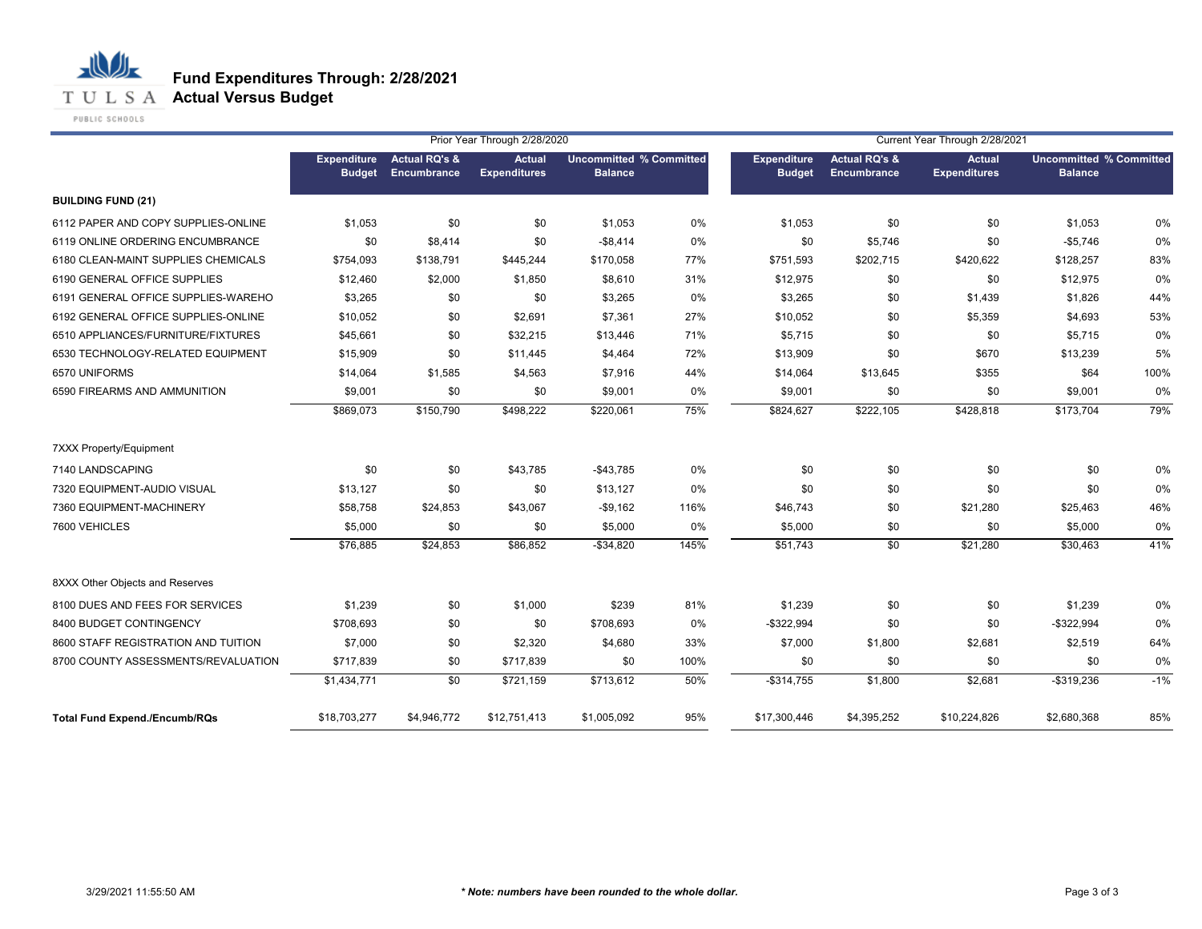# Fund Expenditures Through: 2/28/2021
## Actual Versus Budget

| | Prior Year Through 2/28/2020 | | | | | Current Year Through 2/28/2021 | | | | |
|---|---|---|---|---|---|---|---|---|---|---|
| | Expenditure Budget | Actual RQ's & Encumbrance | Actual Expenditures | Uncommitted Balance | % Committed | Expenditure Budget | Actual RQ's & Encumbrance | Actual Expenditures | Uncommitted Balance | % Committed |
| **BUILDING FUND (21)** | | | | | | | | | | |
| 6112 PAPER AND COPY SUPPLIES-ONLINE | $1,053 | $0 | $0 | $1,053 | 0% | $1,053 | $0 | $0 | $1,053 | 0% |
| 6119 ONLINE ORDERING ENCUMBRANCE | $0 | $8,414 | $0 | -$8,414 | 0% | $0 | $5,746 | $0 | -$5,746 | 0% |
| 6180 CLEAN-MAINT SUPPLIES CHEMICALS | $754,093 | $138,791 | $445,244 | $170,058 | 77% | $751,593 | $202,715 | $420,622 | $128,257 | 83% |
| 6190 GENERAL OFFICE SUPPLIES | $12,460 | $2,000 | $1,850 | $8,610 | 31% | $12,975 | $0 | $0 | $12,975 | 0% |
| 6191 GENERAL OFFICE SUPPLIES-WAREHO | $3,265 | $0 | $0 | $3,265 | 0% | $3,265 | $0 | $1,439 | $1,826 | 44% |
| 6192 GENERAL OFFICE SUPPLIES-ONLINE | $10,052 | $0 | $2,691 | $7,361 | 27% | $10,052 | $0 | $5,359 | $4,693 | 53% |
| 6510 APPLIANCES/FURNITURE/FIXTURES | $45,661 | $0 | $32,215 | $13,446 | 71% | $5,715 | $0 | $0 | $5,715 | 0% |
| 6530 TECHNOLOGY-RELATED EQUIPMENT | $15,909 | $0 | $11,445 | $4,464 | 72% | $13,909 | $0 | $670 | $13,239 | 5% |
| 6570 UNIFORMS | $14,064 | $1,585 | $4,563 | $7,916 | 44% | $14,064 | $13,645 | $355 | $64 | 100% |
| 6590 FIREARMS AND AMMUNITION | $9,001 | $0 | $0 | $9,001 | 0% | $9,001 | $0 | $0 | $9,001 | 0% |
| | $869,073 | $150,790 | $498,222 | $220,061 | 75% | $824,627 | $222,105 | $428,818 | $173,704 | 79% |
| 7XXX Property/Equipment | | | | | | | | | | |
| 7140 LANDSCAPING | $0 | $0 | $43,785 | -$43,785 | 0% | $0 | $0 | $0 | $0 | 0% |
| 7320 EQUIPMENT-AUDIO VISUAL | $13,127 | $0 | $0 | $13,127 | 0% | $0 | $0 | $0 | $0 | 0% |
| 7360 EQUIPMENT-MACHINERY | $58,758 | $24,853 | $43,067 | -$9,162 | 116% | $46,743 | $0 | $21,280 | $25,463 | 46% |
| 7600 VEHICLES | $5,000 | $0 | $0 | $5,000 | 0% | $5,000 | $0 | $0 | $5,000 | 0% |
| | $76,885 | $24,853 | $86,852 | -$34,820 | 145% | $51,743 | $0 | $21,280 | $30,463 | 41% |
| 8XXX Other Objects and Reserves | | | | | | | | | | |
| 8100 DUES AND FEES FOR SERVICES | $1,239 | $0 | $1,000 | $239 | 81% | $1,239 | $0 | $0 | $1,239 | 0% |
| 8400 BUDGET CONTINGENCY | $708,693 | $0 | $0 | $708,693 | 0% | -$322,994 | $0 | $0 | -$322,994 | 0% |
| 8600 STAFF REGISTRATION AND TUITION | $7,000 | $0 | $2,320 | $4,680 | 33% | $7,000 | $1,800 | $2,681 | $2,519 | 64% |
| 8700 COUNTY ASSESSMENTS/REVALUATION | $717,839 | $0 | $717,839 | $0 | 100% | $0 | $0 | $0 | $0 | 0% |
| | $1,434,771 | $0 | $721,159 | $713,612 | 50% | -$314,755 | $1,800 | $2,681 | -$319,236 | -1% |
| **Total Fund Expend./Encumb/RQs** | $18,703,277 | $4,946,772 | $12,751,413 | $1,005,092 | 95% | $17,300,446 | $4,395,252 | $10,224,826 | $2,680,368 | 85% |

3/29/2021 11:55:50 AM

***Note: numbers have been rounded to the whole dollar.***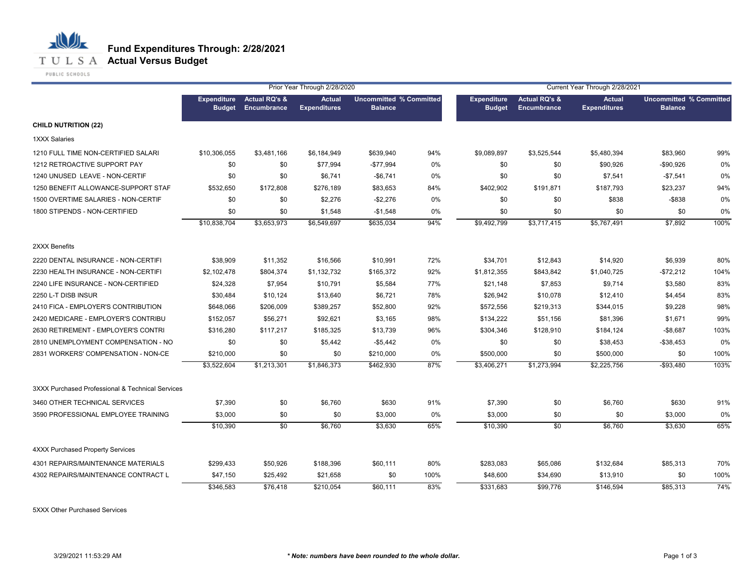# Fund Expenditures Through: 2/28/2021
## Actual Versus Budget

| | Prior Year Through 2/28/2020 | | | | | Current Year Through 2/28/2021 | | | | |
|---|---|---|---|---|---|---|---|---|---|---|
| | Expenditure Budget | Actual RQ's & Encumbrance | Actual Expenditures | Uncommitted Balance | % Committed | Expenditure Budget | Actual RQ's & Encumbrance | Actual Expenditures | Uncommitted Balance | % Committed |
| **CHILD NUTRITION (22)** | | | | | | | | | | |
| 1XXX Salaries | | | | | | | | | | |
| 1210 FULL TIME NON-CERTIFIED SALARI | $10,306,055 | $3,481,166 | $6,184,949 | $639,940 | 94% | $9,089,897 | $3,525,544 | $5,480,394 | $83,960 | 99% |
| 1212 RETROACTIVE SUPPORT PAY | $0 | $0 | $77,994 | -$77,994 | 0% | $0 | $0 | $90,926 | -$90,926 | 0% |
| 1240 UNUSED LEAVE - NON-CERTIF | $0 | $0 | $6,741 | -$6,741 | 0% | $0 | $0 | $7,541 | -$7,541 | 0% |
| 1250 BENEFIT ALLOWANCE-SUPPORT STAF | $532,650 | $172,808 | $276,189 | $83,653 | 84% | $402,902 | $191,871 | $187,793 | $23,237 | 94% |
| 1500 OVERTIME SALARIES - NON-CERTIF | $0 | $0 | $2,276 | -$2,276 | 0% | $0 | $0 | $838 | -$838 | 0% |
| 1800 STIPENDS - NON-CERTIFIED | $0 | $0 | $1,548 | -$1,548 | 0% | $0 | $0 | $0 | $0 | 0% |
| | $10,838,704 | $3,653,973 | $6,549,697 | $635,034 | 94% | $9,492,799 | $3,717,415 | $5,767,491 | $7,892 | 100% |
| 2XXX Benefits | | | | | | | | | | |
| 2220 DENTAL INSURANCE - NON-CERTIFI | $38,909 | $11,352 | $16,566 | $10,991 | 72% | $34,701 | $12,843 | $14,920 | $6,939 | 80% |
| 2230 HEALTH INSURANCE - NON-CERTIFI | $2,102,478 | $804,374 | $1,132,732 | $165,372 | 92% | $1,812,355 | $843,842 | $1,040,725 | -$72,212 | 104% |
| 2240 LIFE INSURANCE - NON-CERTIFIED | $24,328 | $7,954 | $10,791 | $5,584 | 77% | $21,148 | $7,853 | $9,714 | $3,580 | 83% |
| 2250 L-T DISB INSUR | $30,484 | $10,124 | $13,640 | $6,721 | 78% | $26,942 | $10,078 | $12,410 | $4,454 | 83% |
| 2410 FICA - EMPLOYER'S CONTRIBUTION | $648,066 | $206,009 | $389,257 | $52,800 | 92% | $572,556 | $219,313 | $344,015 | $9,228 | 98% |
| 2420 MEDICARE - EMPLOYER'S CONTRIBU | $152,057 | $56,271 | $92,621 | $3,165 | 98% | $134,222 | $51,156 | $81,396 | $1,671 | 99% |
| 2630 RETIREMENT - EMPLOYER'S CONTRI | $316,280 | $117,217 | $185,325 | $13,739 | 96% | $304,346 | $128,910 | $184,124 | -$8,687 | 103% |
| 2810 UNEMPLOYMENT COMPENSATION - NO | $0 | $0 | $5,442 | -$5,442 | 0% | $0 | $0 | $38,453 | -$38,453 | 0% |
| 2831 WORKERS' COMPENSATION - NON-CE | $210,000 | $0 | $0 | $210,000 | 0% | $500,000 | $0 | $500,000 | $0 | 100% |
| | $3,522,604 | $1,213,301 | $1,846,373 | $462,930 | 87% | $3,406,271 | $1,273,994 | $2,225,756 | -$93,480 | 103% |
| 3XXX Purchased Professional & Technical Services | | | | | | | | | | |
| 3460 OTHER TECHNICAL SERVICES | $7,390 | $0 | $6,760 | $630 | 91% | $7,390 | $0 | $6,760 | $630 | 91% |
| 3590 PROFESSIONAL EMPLOYEE TRAINING | $3,000 | $0 | $0 | $3,000 | 0% | $3,000 | $0 | $0 | $3,000 | 0% |
| | $10,390 | $0 | $6,760 | $3,630 | 65% | $10,390 | $0 | $6,760 | $3,630 | 65% |
| 4XXX Purchased Property Services | | | | | | | | | | |
| 4301 REPAIRS/MAINTENANCE MATERIALS | $299,433 | $50,926 | $188,396 | $60,111 | 80% | $283,083 | $65,086 | $132,684 | $85,313 | 70% |
| 4302 REPAIRS/MAINTENANCE CONTRACT L | $47,150 | $25,492 | $21,658 | $0 | 100% | $48,600 | $34,690 | $13,910 | $0 | 100% |
| | $346,583 | $76,418 | $210,054 | $60,111 | 83% | $331,683 | $99,776 | $146,594 | $85,313 | 74% |
| 5XXX Other Purchased Services | | | | | | | | | | |

3/29/2021 11:53:29 AM

***Note: numbers have been rounded to the whole dollar.***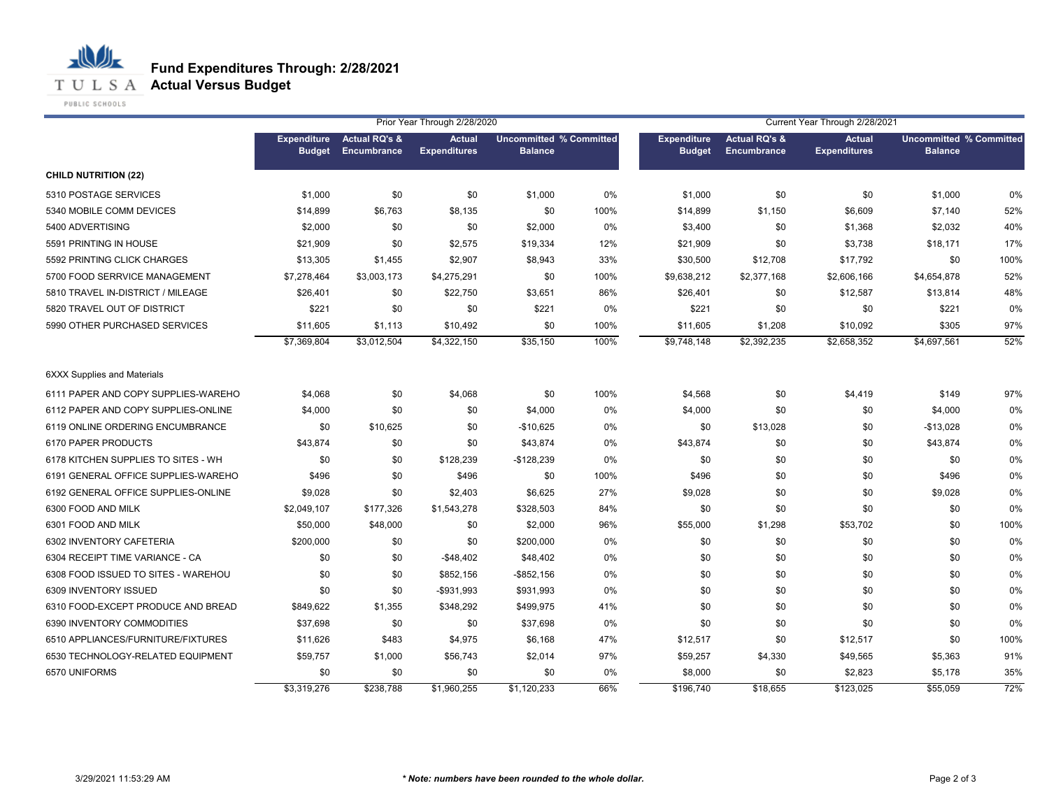# Fund Expenditures Through: 2/28/2021
## Actual Versus Budget

| | Prior Year Through 2/28/2020 | | | | | Current Year Through 2/28/2021 | | | | |
|---|---|---|---|---|---|---|---|---|---|---|
| | Expenditure Budget | Actual RQ's & Encumbrance | Actual Expenditures | Uncommitted Balance | % Committed | Expenditure Budget | Actual RQ's & Encumbrance | Actual Expenditures | Uncommitted Balance | % Committed |
| **CHILD NUTRITION (22)** | | | | | | | | | | |
| 5310 POSTAGE SERVICES | $1,000 | $0 | $0 | $1,000 | 0% | $1,000 | $0 | $0 | $1,000 | 0% |
| 5340 MOBILE COMM DEVICES | $14,899 | $6,763 | $8,135 | $0 | 100% | $14,899 | $1,150 | $6,609 | $7,140 | 52% |
| 5400 ADVERTISING | $2,000 | $0 | $0 | $2,000 | 0% | $3,400 | $0 | $1,368 | $2,032 | 40% |
| 5591 PRINTING IN HOUSE | $21,909 | $0 | $2,575 | $19,334 | 12% | $21,909 | $0 | $3,738 | $18,171 | 17% |
| 5592 PRINTING CLICK CHARGES | $13,305 | $1,455 | $2,907 | $8,943 | 33% | $30,500 | $12,708 | $17,792 | $0 | 100% |
| 5700 FOOD SERRVICE MANAGEMENT | $7,278,464 | $3,003,173 | $4,275,291 | $0 | 100% | $9,638,212 | $2,377,168 | $2,606,166 | $4,654,878 | 52% |
| 5810 TRAVEL IN-DISTRICT / MILEAGE | $26,401 | $0 | $22,750 | $3,651 | 86% | $26,401 | $0 | $12,587 | $13,814 | 48% |
| 5820 TRAVEL OUT OF DISTRICT | $221 | $0 | $0 | $221 | 0% | $221 | $0 | $0 | $221 | 0% |
| 5990 OTHER PURCHASED SERVICES | $11,605 | $1,113 | $10,492 | $0 | 100% | $11,605 | $1,208 | $10,092 | $305 | 97% |
| | $7,369,804 | $3,012,504 | $4,322,150 | $35,150 | 100% | $9,748,148 | $2,392,235 | $2,658,352 | $4,697,561 | 52% |
| 6XXX Supplies and Materials | | | | | | | | | | |
| 6111 PAPER AND COPY SUPPLIES-WAREHO | $4,068 | $0 | $4,068 | $0 | 100% | $4,568 | $0 | $4,419 | $149 | 97% |
| 6112 PAPER AND COPY SUPPLIES-ONLINE | $4,000 | $0 | $0 | $4,000 | 0% | $4,000 | $0 | $0 | $4,000 | 0% |
| 6119 ONLINE ORDERING ENCUMBRANCE | $0 | $10,625 | $0 | -$10,625 | 0% | $0 | $13,028 | $0 | -$13,028 | 0% |
| 6170 PAPER PRODUCTS | $43,874 | $0 | $0 | $43,874 | 0% | $43,874 | $0 | $0 | $43,874 | 0% |
| 6178 KITCHEN SUPPLIES TO SITES - WH | $0 | $0 | $128,239 | -$128,239 | 0% | $0 | $0 | $0 | $0 | 0% |
| 6191 GENERAL OFFICE SUPPLIES-WAREHO | $496 | $0 | $496 | $0 | 100% | $496 | $0 | $0 | $496 | 0% |
| 6192 GENERAL OFFICE SUPPLIES-ONLINE | $9,028 | $0 | $2,403 | $6,625 | 27% | $9,028 | $0 | $0 | $9,028 | 0% |
| 6300 FOOD AND MILK | $2,049,107 | $177,326 | $1,543,278 | $328,503 | 84% | $0 | $0 | $0 | $0 | 0% |
| 6301 FOOD AND MILK | $50,000 | $48,000 | $0 | $2,000 | 96% | $55,000 | $1,298 | $53,702 | $0 | 100% |
| 6302 INVENTORY CAFETERIA | $200,000 | $0 | $0 | $200,000 | 0% | $0 | $0 | $0 | $0 | 0% |
| 6304 RECEIPT TIME VARIANCE - CA | $0 | $0 | -$48,402 | $48,402 | 0% | $0 | $0 | $0 | $0 | 0% |
| 6308 FOOD ISSUED TO SITES - WAREHOU | $0 | $0 | $852,156 | -$852,156 | 0% | $0 | $0 | $0 | $0 | 0% |
| 6309 INVENTORY ISSUED | $0 | $0 | -$931,993 | $931,993 | 0% | $0 | $0 | $0 | $0 | 0% |
| 6310 FOOD-EXCEPT PRODUCE AND BREAD | $849,622 | $1,355 | $348,292 | $499,975 | 41% | $0 | $0 | $0 | $0 | 0% |
| 6390 INVENTORY COMMODITIES | $37,698 | $0 | $0 | $37,698 | 0% | $0 | $0 | $0 | $0 | 0% |
| 6510 APPLIANCES/FURNITURE/FIXTURES | $11,626 | $483 | $4,975 | $6,168 | 47% | $12,517 | $0 | $12,517 | $0 | 100% |
| 6530 TECHNOLOGY-RELATED EQUIPMENT | $59,757 | $1,000 | $56,743 | $2,014 | 97% | $59,257 | $4,330 | $49,565 | $5,363 | 91% |
| 6570 UNIFORMS | $0 | $0 | $0 | $0 | 0% | $8,000 | $0 | $2,823 | $5,178 | 35% |
| | $3,319,276 | $238,788 | $1,960,255 | $1,120,233 | 66% | $196,740 | $18,655 | $123,025 | $55,059 | 72% |

3/29/2021 11:53:29 AM

*** Note: numbers have been rounded to the whole dollar.***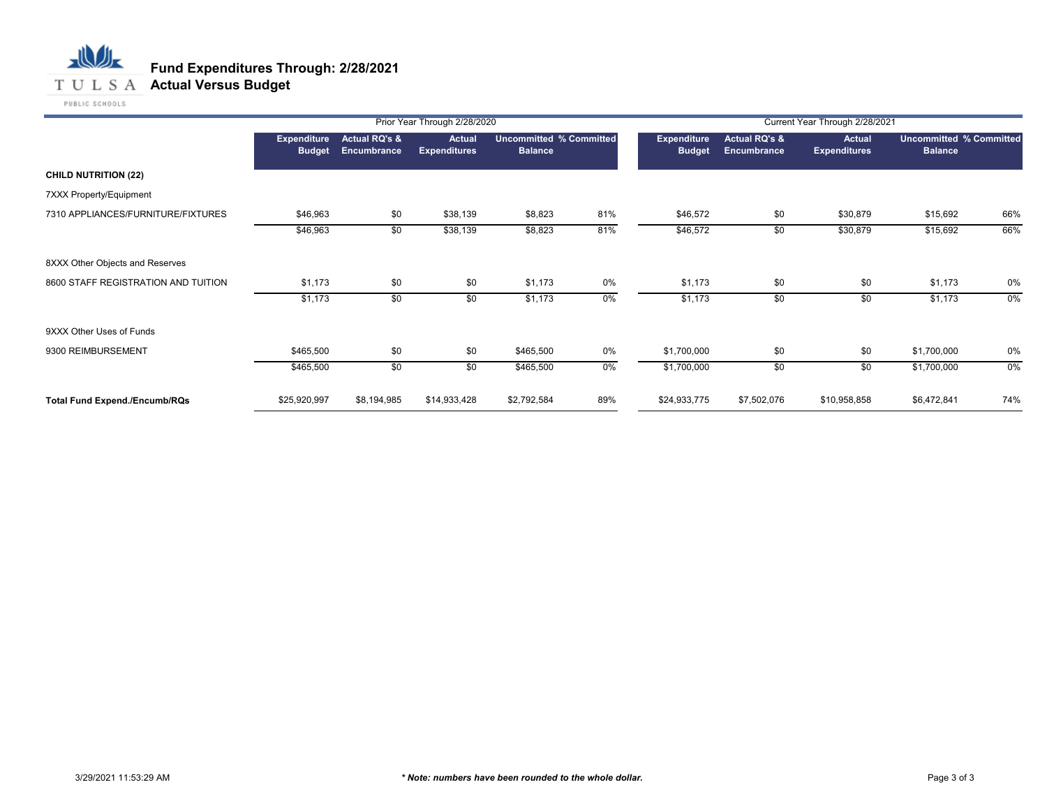# Fund Expenditures Through: 2/28/2021
## Actual Versus Budget

| | Prior Year Through 2/28/2020 | | | | | Current Year Through 2/28/2021 | | | | |
|---|---|---|---|---|---|---|---|---|---|---|
| | Expenditure Budget | Actual RQ's & Encumbrance | Actual Expenditures | Uncommitted Balance | % Committed | Expenditure Budget | Actual RQ's & Encumbrance | Actual Expenditures | Uncommitted Balance | % Committed |
| **CHILD NUTRITION (22)** | | | | | | | | | | |
| 7XXX Property/Equipment | | | | | | | | | | |
| 7310 APPLIANCES/FURNITURE/FIXTURES | $46,963 | $0 | $38,139 | $8,823 | 81% | $46,572 | $0 | $30,879 | $15,692 | 66% |
| | $46,963 | $0 | $38,139 | $8,823 | 81% | $46,572 | $0 | $30,879 | $15,692 | 66% |
| 8XXX Other Objects and Reserves | | | | | | | | | | |
| 8600 STAFF REGISTRATION AND TUITION | $1,173 | $0 | $0 | $1,173 | 0% | $1,173 | $0 | $0 | $1,173 | 0% |
| | $1,173 | $0 | $0 | $1,173 | 0% | $1,173 | $0 | $0 | $1,173 | 0% |
| 9XXX Other Uses of Funds | | | | | | | | | | |
| 9300 REIMBURSEMENT | $465,500 | $0 | $0 | $465,500 | 0% | $1,700,000 | $0 | $0 | $1,700,000 | 0% |
| | $465,500 | $0 | $0 | $465,500 | 0% | $1,700,000 | $0 | $0 | $1,700,000 | 0% |
| **Total Fund Expend./Encumb/RQs** | $25,920,997 | $8,194,985 | $14,933,428 | $2,792,584 | 89% | $24,933,775 | $7,502,076 | $10,958,858 | $6,472,841 | 74% |

3/29/2021 11:53:29 AM

*** Note: numbers have been rounded to the whole dollar.**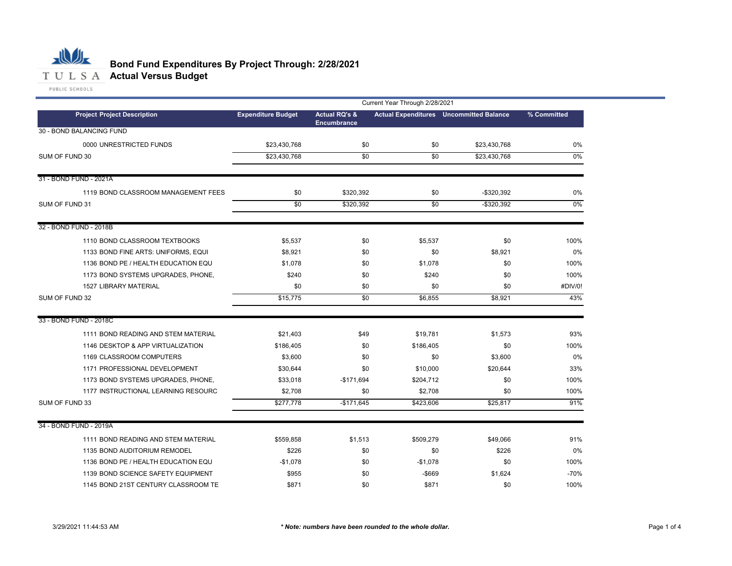# Bond Fund Expenditures By Project Through: 2/28/2021

## Actual Versus Budget

| Project Project Description | Expenditure Budget | Actual RQ's & Encumbrance | Actual Expenditures | Uncommitted Balance | % Committed |
|---|---|---|---|---|---|
| | Current Year Through 2/28/2021 | | | | |
| **30 - BOND BALANCING FUND** | | | | | |
| 0000 UNRESTRICTED FUNDS | $23,430,768 | $0 | $0 | $23,430,768 | 0% |
| SUM OF FUND 30 | $23,430,768 | $0 | $0 | $23,430,768 | 0% |
| **31 - BOND FUND - 2021A** | | | | | |
| 1119 BOND CLASSROOM MANAGEMENT FEES | $0 | $320,392 | $0 | -$320,392 | 0% |
| SUM OF FUND 31 | $0 | $320,392 | $0 | -$320,392 | 0% |
| **32 - BOND FUND - 2018B** | | | | | |
| 1110 BOND CLASSROOM TEXTBOOKS | $5,537 | $0 | $5,537 | $0 | 100% |
| 1133 BOND FINE ARTS: UNIFORMS, EQUI | $8,921 | $0 | $0 | $8,921 | 0% |
| 1136 BOND PE / HEALTH EDUCATION EQU | $1,078 | $0 | $1,078 | $0 | 100% |
| 1173 BOND SYSTEMS UPGRADES, PHONE, | $240 | $0 | $240 | $0 | 100% |
| 1527 LIBRARY MATERIAL | $0 | $0 | $0 | $0 | #DIV/0! |
| SUM OF FUND 32 | $15,775 | $0 | $6,855 | $8,921 | 43% |
| **33 - BOND FUND - 2018C** | | | | | |
| 1111 BOND READING AND STEM MATERIAL | $21,403 | $49 | $19,781 | $1,573 | 93% |
| 1146 DESKTOP & APP VIRTUALIZATION | $186,405 | $0 | $186,405 | $0 | 100% |
| 1169 CLASSROOM COMPUTERS | $3,600 | $0 | $0 | $3,600 | 0% |
| 1171 PROFESSIONAL DEVELOPMENT | $30,644 | $0 | $10,000 | $20,644 | 33% |
| 1173 BOND SYSTEMS UPGRADES, PHONE, | $33,018 | -$171,694 | $204,712 | $0 | 100% |
| 1177 INSTRUCTIONAL LEARNING RESOURC | $2,708 | $0 | $2,708 | $0 | 100% |
| SUM OF FUND 33 | $277,778 | -$171,645 | $423,606 | $25,817 | 91% |
| **34 - BOND FUND - 2019A** | | | | | |
| 1111 BOND READING AND STEM MATERIAL | $559,858 | $1,513 | $509,279 | $49,066 | 91% |
| 1135 BOND AUDITORIUM REMODEL | $226 | $0 | $0 | $226 | 0% |
| 1136 BOND PE / HEALTH EDUCATION EQU | -$1,078 | $0 | -$1,078 | $0 | 100% |
| 1139 BOND SCIENCE SAFETY EQUIPMENT | $955 | $0 | -$669 | $1,624 | -70% |
| 1145 BOND 21ST CENTURY CLASSROOM TE | $871 | $0 | $871 | $0 | 100% |

3/29/2021 11:44:53 AM

*** Note: numbers have been rounded to the whole dollar.**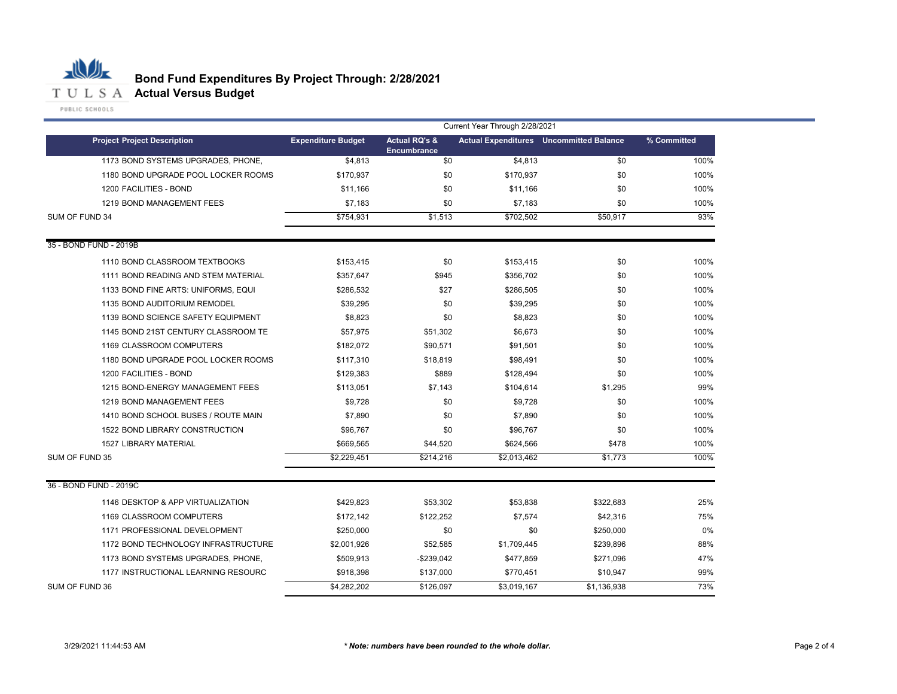# Bond Fund Expenditures By Project Through: 2/28/2021
## Actual Versus Budget

| | | Current Year Through 2/28/2021 | | | |
|---|---|---|---|---|---|
| **Project Project Description** | **Expenditure Budget** | **Actual RQ's & Encumbrance** | **Actual Expenditures** | **Uncommitted Balance** | **% Committed** |
| 1173 BOND SYSTEMS UPGRADES, PHONE, | $4,813 | $0 | $4,813 | $0 | 100% |
| 1180 BOND UPGRADE POOL LOCKER ROOMS | $170,937 | $0 | $170,937 | $0 | 100% |
| 1200 FACILITIES - BOND | $11,166 | $0 | $11,166 | $0 | 100% |
| 1219 BOND MANAGEMENT FEES | $7,183 | $0 | $7,183 | $0 | 100% |
| SUM OF FUND 34 | $754,931 | $1,513 | $702,502 | $50,917 | 93% |
| 35 - BOND FUND - 2019B | | | | | |
| 1110 BOND CLASSROOM TEXTBOOKS | $153,415 | $0 | $153,415 | $0 | 100% |
| 1111 BOND READING AND STEM MATERIAL | $357,647 | $945 | $356,702 | $0 | 100% |
| 1133 BOND FINE ARTS: UNIFORMS, EQUI | $286,532 | $27 | $286,505 | $0 | 100% |
| 1135 BOND AUDITORIUM REMODEL | $39,295 | $0 | $39,295 | $0 | 100% |
| 1139 BOND SCIENCE SAFETY EQUIPMENT | $8,823 | $0 | $8,823 | $0 | 100% |
| 1145 BOND 21ST CENTURY CLASSROOM TE | $57,975 | $51,302 | $6,673 | $0 | 100% |
| 1169 CLASSROOM COMPUTERS | $182,072 | $90,571 | $91,501 | $0 | 100% |
| 1180 BOND UPGRADE POOL LOCKER ROOMS | $117,310 | $18,819 | $98,491 | $0 | 100% |
| 1200 FACILITIES - BOND | $129,383 | $889 | $128,494 | $0 | 100% |
| 1215 BOND-ENERGY MANAGEMENT FEES | $113,051 | $7,143 | $104,614 | $1,295 | 99% |
| 1219 BOND MANAGEMENT FEES | $9,728 | $0 | $9,728 | $0 | 100% |
| 1410 BOND SCHOOL BUSES / ROUTE MAIN | $7,890 | $0 | $7,890 | $0 | 100% |
| 1522 BOND LIBRARY CONSTRUCTION | $96,767 | $0 | $96,767 | $0 | 100% |
| 1527 LIBRARY MATERIAL | $669,565 | $44,520 | $624,566 | $478 | 100% |
| SUM OF FUND 35 | $2,229,451 | $214,216 | $2,013,462 | $1,773 | 100% |
| 36 - BOND FUND - 2019C | | | | | |
| 1146 DESKTOP & APP VIRTUALIZATION | $429,823 | $53,302 | $53,838 | $322,683 | 25% |
| 1169 CLASSROOM COMPUTERS | $172,142 | $122,252 | $7,574 | $42,316 | 75% |
| 1171 PROFESSIONAL DEVELOPMENT | $250,000 | $0 | $0 | $250,000 | 0% |
| 1172 BOND TECHNOLOGY INFRASTRUCTURE | $2,001,926 | $52,585 | $1,709,445 | $239,896 | 88% |
| 1173 BOND SYSTEMS UPGRADES, PHONE, | $509,913 | -$239,042 | $477,859 | $271,096 | 47% |
| 1177 INSTRUCTIONAL LEARNING RESOURC | $918,398 | $137,000 | $770,451 | $10,947 | 99% |
| SUM OF FUND 36 | $4,282,202 | $126,097 | $3,019,167 | $1,136,938 | 73% |

3/29/2021 11:44:53 AM

*** Note: numbers have been rounded to the whole dollar.***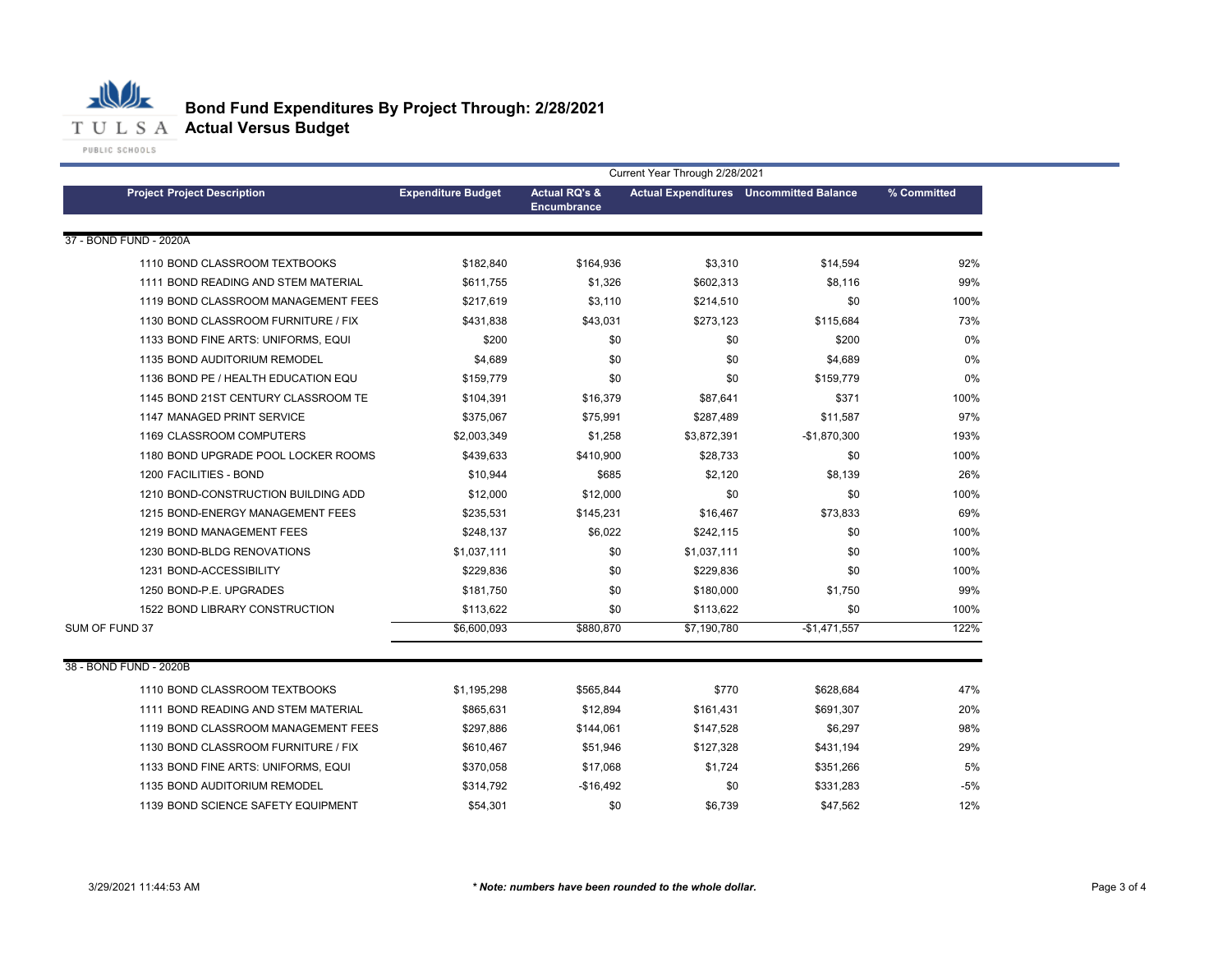# Bond Fund Expenditures By Project Through: 2/28/2021

## Actual Versus Budget

| Project Project Description | Expenditure Budget | Actual RQ's & Encumbrance | Actual Expenditures | Uncommitted Balance | % Committed |
|---|---|---|---|---|---|
| | Current Year Through 2/28/2021 | | | | |
| **37 - BOND FUND - 2020A** | | | | | |
| 1110 BOND CLASSROOM TEXTBOOKS | $182,840 | $164,936 | $3,310 | $14,594 | 92% |
| 1111 BOND READING AND STEM MATERIAL | $611,755 | $1,326 | $602,313 | $8,116 | 99% |
| 1119 BOND CLASSROOM MANAGEMENT FEES | $217,619 | $3,110 | $214,510 | $0 | 100% |
| 1130 BOND CLASSROOM FURNITURE / FIX | $431,838 | $43,031 | $273,123 | $115,684 | 73% |
| 1133 BOND FINE ARTS: UNIFORMS, EQUI | $200 | $0 | $0 | $200 | 0% |
| 1135 BOND AUDITORIUM REMODEL | $4,689 | $0 | $0 | $4,689 | 0% |
| 1136 BOND PE / HEALTH EDUCATION EQU | $159,779 | $0 | $0 | $159,779 | 0% |
| 1145 BOND 21ST CENTURY CLASSROOM TE | $104,391 | $16,379 | $87,641 | $371 | 100% |
| 1147 MANAGED PRINT SERVICE | $375,067 | $75,991 | $287,489 | $11,587 | 97% |
| 1169 CLASSROOM COMPUTERS | $2,003,349 | $1,258 | $3,872,391 | -$1,870,300 | 193% |
| 1180 BOND UPGRADE POOL LOCKER ROOMS | $439,633 | $410,900 | $28,733 | $0 | 100% |
| 1200 FACILITIES - BOND | $10,944 | $685 | $2,120 | $8,139 | 26% |
| 1210 BOND-CONSTRUCTION BUILDING ADD | $12,000 | $12,000 | $0 | $0 | 100% |
| 1215 BOND-ENERGY MANAGEMENT FEES | $235,531 | $145,231 | $16,467 | $73,833 | 69% |
| 1219 BOND MANAGEMENT FEES | $248,137 | $6,022 | $242,115 | $0 | 100% |
| 1230 BOND-BLDG RENOVATIONS | $1,037,111 | $0 | $1,037,111 | $0 | 100% |
| 1231 BOND-ACCESSIBILITY | $229,836 | $0 | $229,836 | $0 | 100% |
| 1250 BOND-P.E. UPGRADES | $181,750 | $0 | $180,000 | $1,750 | 99% |
| 1522 BOND LIBRARY CONSTRUCTION | $113,622 | $0 | $113,622 | $0 | 100% |
| SUM OF FUND 37 | $6,600,093 | $880,870 | $7,190,780 | -$1,471,557 | 122% |
| **38 - BOND FUND - 2020B** | | | | | |
| 1110 BOND CLASSROOM TEXTBOOKS | $1,195,298 | $565,844 | $770 | $628,684 | 47% |
| 1111 BOND READING AND STEM MATERIAL | $865,631 | $12,894 | $161,431 | $691,307 | 20% |
| 1119 BOND CLASSROOM MANAGEMENT FEES | $297,886 | $144,061 | $147,528 | $6,297 | 98% |
| 1130 BOND CLASSROOM FURNITURE / FIX | $610,467 | $51,946 | $127,328 | $431,194 | 29% |
| 1133 BOND FINE ARTS: UNIFORMS, EQUI | $370,058 | $17,068 | $1,724 | $351,266 | 5% |
| 1135 BOND AUDITORIUM REMODEL | $314,792 | -$16,492 | $0 | $331,283 | -5% |
| 1139 BOND SCIENCE SAFETY EQUIPMENT | $54,301 | $0 | $6,739 | $47,562 | 12% |

3/29/2021 11:44:53 AM

*** Note: numbers have been rounded to the whole dollar.**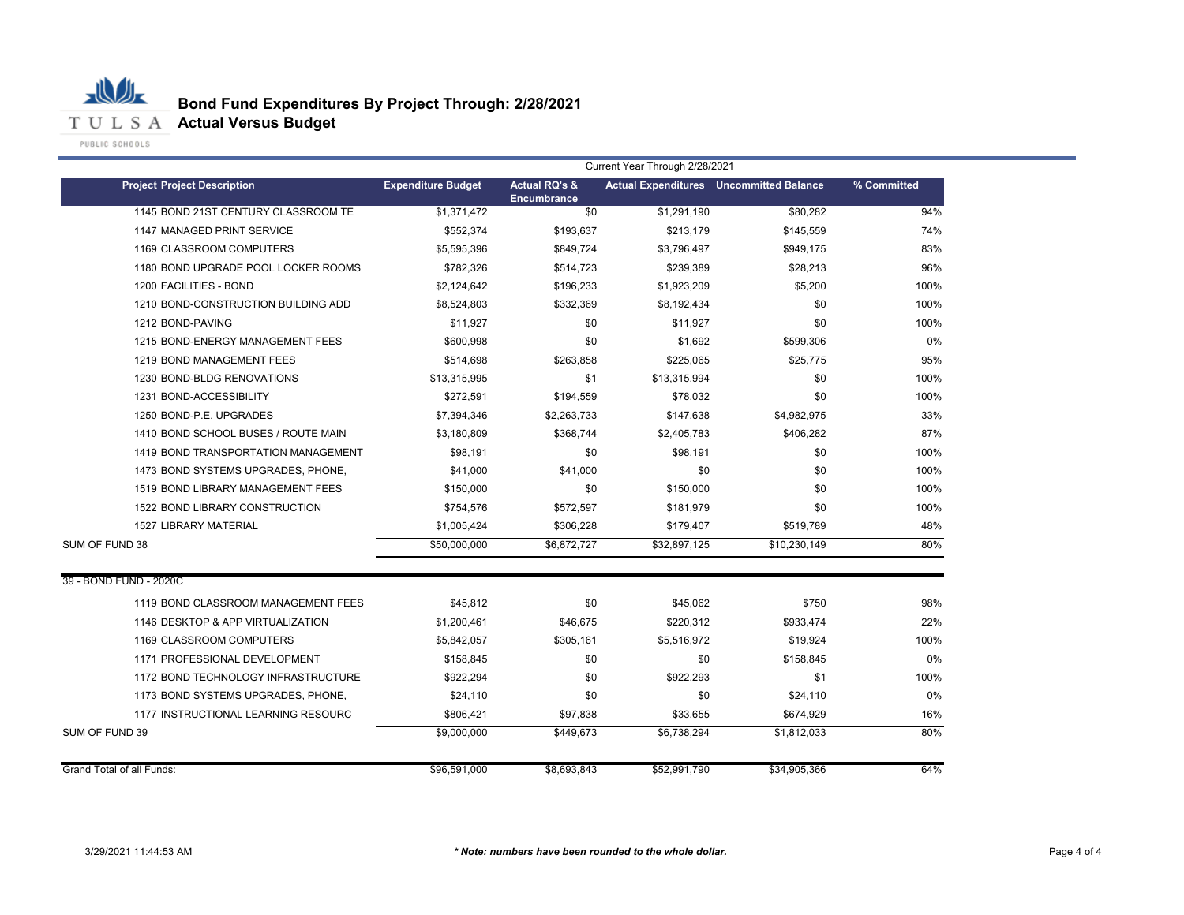# Bond Fund Expenditures By Project Through: 2/28/2021
## Actual Versus Budget

| Project Project Description | Expenditure Budget | Actual RQ's & Encumbrance | Actual Expenditures | Uncommitted Balance | % Committed |
|---|---|---|---|---|---|
| | Current Year Through 2/28/2021 | | | | |
| 1145 BOND 21ST CENTURY CLASSROOM TE | $1,371,472 | $0 | $1,291,190 | $80,282 | 94% |
| 1147 MANAGED PRINT SERVICE | $552,374 | $193,637 | $213,179 | $145,559 | 74% |
| 1169 CLASSROOM COMPUTERS | $5,595,396 | $849,724 | $3,796,497 | $949,175 | 83% |
| 1180 BOND UPGRADE POOL LOCKER ROOMS | $782,326 | $514,723 | $239,389 | $28,213 | 96% |
| 1200 FACILITIES - BOND | $2,124,642 | $196,233 | $1,923,209 | $5,200 | 100% |
| 1210 BOND-CONSTRUCTION BUILDING ADD | $8,524,803 | $332,369 | $8,192,434 | $0 | 100% |
| 1212 BOND-PAVING | $11,927 | $0 | $11,927 | $0 | 100% |
| 1215 BOND-ENERGY MANAGEMENT FEES | $600,998 | $0 | $1,692 | $599,306 | 0% |
| 1219 BOND MANAGEMENT FEES | $514,698 | $263,858 | $225,065 | $25,775 | 95% |
| 1230 BOND-BLDG RENOVATIONS | $13,315,995 | $1 | $13,315,994 | $0 | 100% |
| 1231 BOND-ACCESSIBILITY | $272,591 | $194,559 | $78,032 | $0 | 100% |
| 1250 BOND-P.E. UPGRADES | $7,394,346 | $2,263,733 | $147,638 | $4,982,975 | 33% |
| 1410 BOND SCHOOL BUSES / ROUTE MAIN | $3,180,809 | $368,744 | $2,405,783 | $406,282 | 87% |
| 1419 BOND TRANSPORTATION MANAGEMENT | $98,191 | $0 | $98,191 | $0 | 100% |
| 1473 BOND SYSTEMS UPGRADES, PHONE, | $41,000 | $41,000 | $0 | $0 | 100% |
| 1519 BOND LIBRARY MANAGEMENT FEES | $150,000 | $0 | $150,000 | $0 | 100% |
| 1522 BOND LIBRARY CONSTRUCTION | $754,576 | $572,597 | $181,979 | $0 | 100% |
| 1527 LIBRARY MATERIAL | $1,005,424 | $306,228 | $179,407 | $519,789 | 48% |
| SUM OF FUND 38 | $50,000,000 | $6,872,727 | $32,897,125 | $10,230,149 | 80% |
| **39 - BOND FUND - 2020C** | | | | | |
| 1119 BOND CLASSROOM MANAGEMENT FEES | $45,812 | $0 | $45,062 | $750 | 98% |
| 1146 DESKTOP & APP VIRTUALIZATION | $1,200,461 | $46,675 | $220,312 | $933,474 | 22% |
| 1169 CLASSROOM COMPUTERS | $5,842,057 | $305,161 | $5,516,972 | $19,924 | 100% |
| 1171 PROFESSIONAL DEVELOPMENT | $158,845 | $0 | $0 | $158,845 | 0% |
| 1172 BOND TECHNOLOGY INFRASTRUCTURE | $922,294 | $0 | $922,293 | $1 | 100% |
| 1173 BOND SYSTEMS UPGRADES, PHONE, | $24,110 | $0 | $0 | $24,110 | 0% |
| 1177 INSTRUCTIONAL LEARNING RESOURC | $806,421 | $97,838 | $33,655 | $674,929 | 16% |
| SUM OF FUND 39 | $9,000,000 | $449,673 | $6,738,294 | $1,812,033 | 80% |
| Grand Total of all Funds: | $96,591,000 | $8,693,843 | $52,991,790 | $34,905,366 | 64% |

3/29/2021 11:44:53 AM

*** Note: numbers have been rounded to the whole dollar.***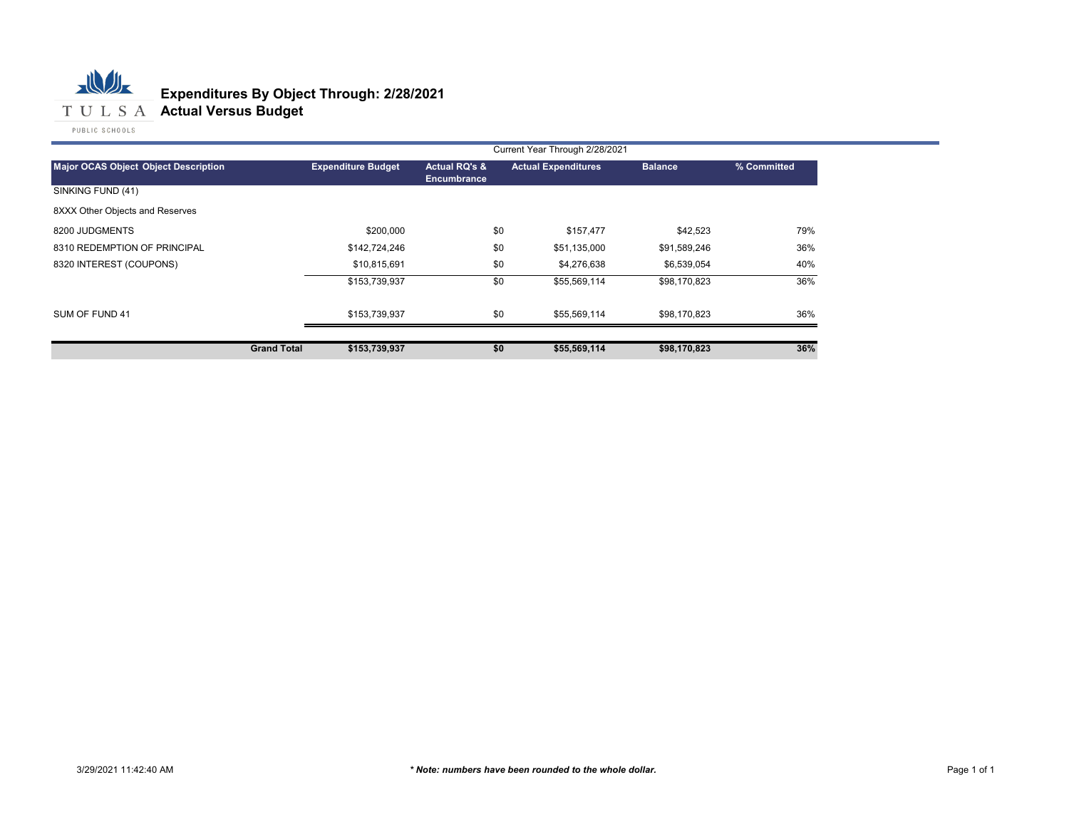# Expenditures By Object Through: 2/28/2021
## Actual Versus Budget

| | | Current Year Through 2/28/2021 | | | |
|---|---|---|---|---|---|
| **Major OCAS Object Object Description** | **Expenditure Budget** | **Actual RQ's & Encumbrance** | **Actual Expenditures** | **Balance** | **% Committed** |
| SINKING FUND (41) | | | | | |
| 8XXX Other Objects and Reserves | | | | | |
| 8200 JUDGMENTS | $200,000 | $0 | $157,477 | $42,523 | 79% |
| 8310 REDEMPTION OF PRINCIPAL | $142,724,246 | $0 | $51,135,000 | $91,589,246 | 36% |
| 8320 INTEREST (COUPONS) | $10,815,691 | $0 | $4,276,638 | $6,539,054 | 40% |
| | $153,739,937 | $0 | $55,569,114 | $98,170,823 | 36% |
| SUM OF FUND 41 | $153,739,937 | $0 | $55,569,114 | $98,170,823 | 36% |
| **Grand Total** | **$153,739,937** | **$0** | **$55,569,114** | **$98,170,823** | **36%** |

3/29/2021 11:42:40 AM

***\* Note: numbers have been rounded to the whole dollar.***